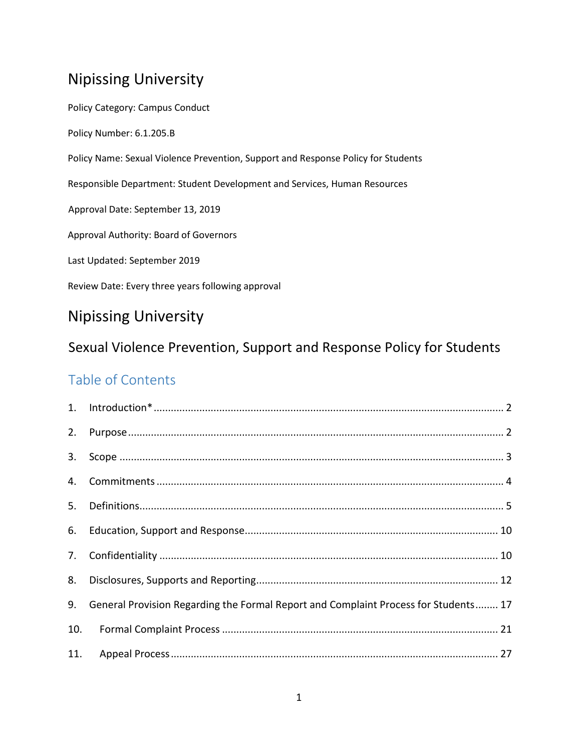# Nipissing University

Policy Category: Campus Conduct

Policy Number: 6.1.205.B

Policy Name: Sexual Violence Prevention, Support and Response Policy for Students

Responsible Department: Student Development and Services, Human Resources

Approval Date: September 13, 2019

Approval Authority: Board of Governors

Last Updated: September 2019

Review Date: Every three years following approval

# Nipissing University

## Sexual Violence Prevention, Support and Response Policy for Students

### Table of Contents

1. Introduction* ........................................................................................................................ 2
2. Purpose .................................................................................................................................. 2
3. Scope ..................................................................................................................................... 3
4. Commitments ........................................................................................................................ 4
5. Definitions.............................................................................................................................. 5
6. Education, Support and Response........................................................................................ 10
7. Confidentiality ..................................................................................................................... 10
8. Disclosures, Supports and Reporting.................................................................................... 12
9. General Provision Regarding the Formal Report and Complaint Process for Students........ 17
10. Formal Complaint Process ................................................................................................ 21
11. Appeal Process ................................................................................................................. 27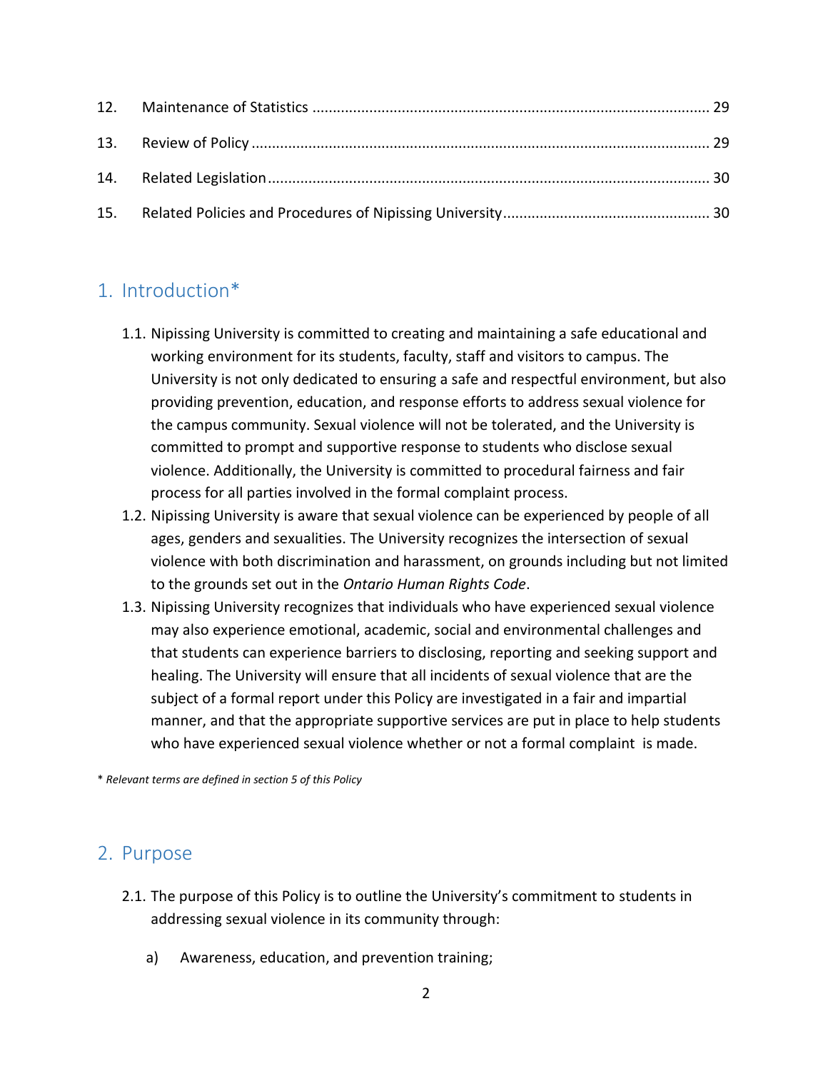| 12. | Maintenance of Statistics | 29 |
|---|---|---|
| 13. | Review of Policy | 29 |
| 14. | Related Legislation | 30 |
| 15. | Related Policies and Procedures of Nipissing University | 30 |

## 1. Introduction*

1.1. Nipissing University is committed to creating and maintaining a safe educational and working environment for its students, faculty, staff and visitors to campus. The University is not only dedicated to ensuring a safe and respectful environment, but also providing prevention, education, and response efforts to address sexual violence for the campus community. Sexual violence will not be tolerated, and the University is committed to prompt and supportive response to students who disclose sexual violence. Additionally, the University is committed to procedural fairness and fair process for all parties involved in the formal complaint process.

1.2. Nipissing University is aware that sexual violence can be experienced by people of all ages, genders and sexualities. The University recognizes the intersection of sexual violence with both discrimination and harassment, on grounds including but not limited to the grounds set out in the *Ontario Human Rights Code*.

1.3. Nipissing University recognizes that individuals who have experienced sexual violence may also experience emotional, academic, social and environmental challenges and that students can experience barriers to disclosing, reporting and seeking support and healing. The University will ensure that all incidents of sexual violence that are the subject of a formal report under this Policy are investigated in a fair and impartial manner, and that the appropriate supportive services are put in place to help students who have experienced sexual violence whether or not a formal complaint is made.

\* *Relevant terms are defined in section 5 of this Policy*

## 2. Purpose

2.1. The purpose of this Policy is to outline the University's commitment to students in addressing sexual violence in its community through:

a) Awareness, education, and prevention training;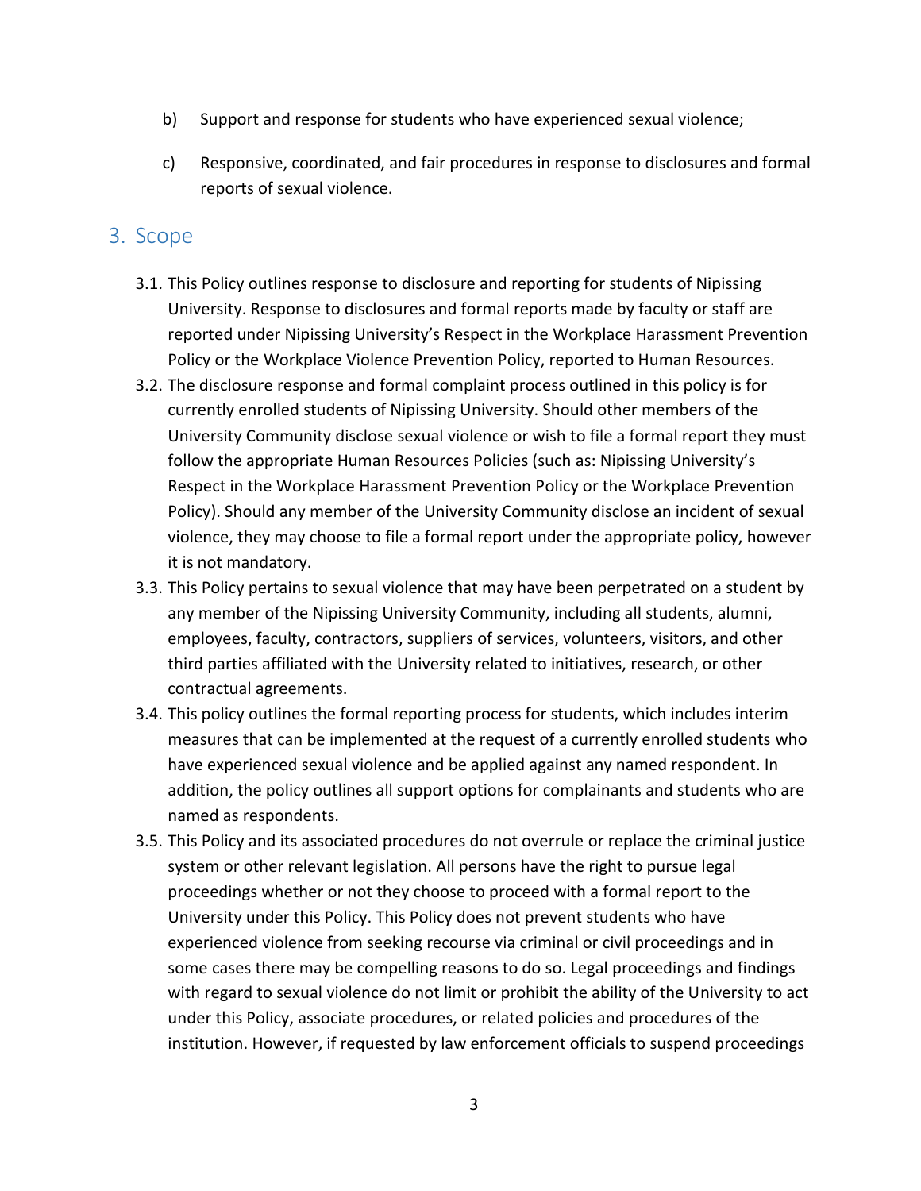b) Support and response for students who have experienced sexual violence;

c) Responsive, coordinated, and fair procedures in response to disclosures and formal reports of sexual violence.

## 3. Scope

3.1. This Policy outlines response to disclosure and reporting for students of Nipissing University. Response to disclosures and formal reports made by faculty or staff are reported under Nipissing University's Respect in the Workplace Harassment Prevention Policy or the Workplace Violence Prevention Policy, reported to Human Resources.

3.2. The disclosure response and formal complaint process outlined in this policy is for currently enrolled students of Nipissing University. Should other members of the University Community disclose sexual violence or wish to file a formal report they must follow the appropriate Human Resources Policies (such as: Nipissing University's Respect in the Workplace Harassment Prevention Policy or the Workplace Prevention Policy). Should any member of the University Community disclose an incident of sexual violence, they may choose to file a formal report under the appropriate policy, however it is not mandatory.

3.3. This Policy pertains to sexual violence that may have been perpetrated on a student by any member of the Nipissing University Community, including all students, alumni, employees, faculty, contractors, suppliers of services, volunteers, visitors, and other third parties affiliated with the University related to initiatives, research, or other contractual agreements.

3.4. This policy outlines the formal reporting process for students, which includes interim measures that can be implemented at the request of a currently enrolled students who have experienced sexual violence and be applied against any named respondent. In addition, the policy outlines all support options for complainants and students who are named as respondents.

3.5. This Policy and its associated procedures do not overrule or replace the criminal justice system or other relevant legislation. All persons have the right to pursue legal proceedings whether or not they choose to proceed with a formal report to the University under this Policy. This Policy does not prevent students who have experienced violence from seeking recourse via criminal or civil proceedings and in some cases there may be compelling reasons to do so. Legal proceedings and findings with regard to sexual violence do not limit or prohibit the ability of the University to act under this Policy, associate procedures, or related policies and procedures of the institution. However, if requested by law enforcement officials to suspend proceedings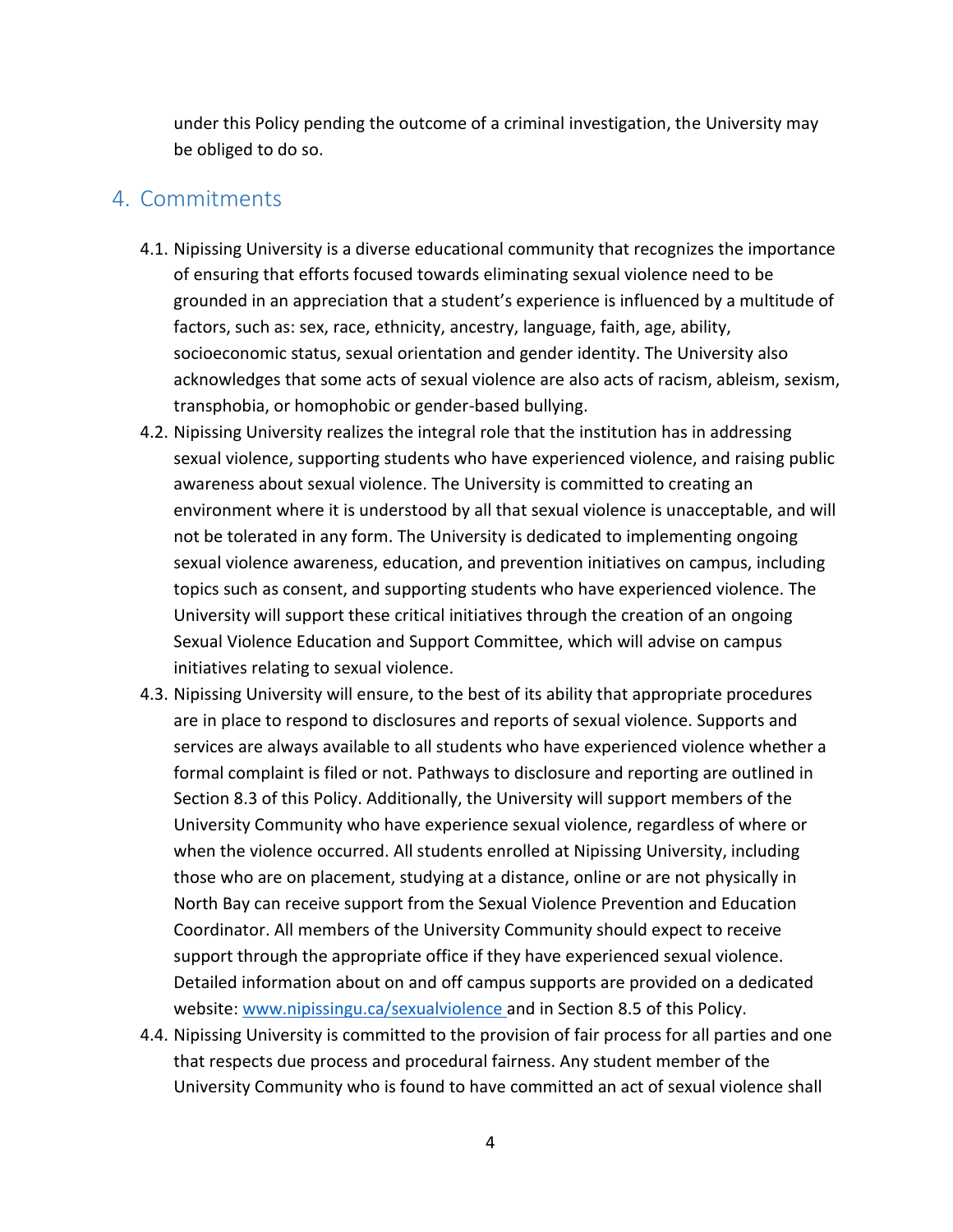under this Policy pending the outcome of a criminal investigation, the University may be obliged to do so.

## 4. Commitments

4.1. Nipissing University is a diverse educational community that recognizes the importance of ensuring that efforts focused towards eliminating sexual violence need to be grounded in an appreciation that a student's experience is influenced by a multitude of factors, such as: sex, race, ethnicity, ancestry, language, faith, age, ability, socioeconomic status, sexual orientation and gender identity. The University also acknowledges that some acts of sexual violence are also acts of racism, ableism, sexism, transphobia, or homophobic or gender-based bullying.

4.2. Nipissing University realizes the integral role that the institution has in addressing sexual violence, supporting students who have experienced violence, and raising public awareness about sexual violence. The University is committed to creating an environment where it is understood by all that sexual violence is unacceptable, and will not be tolerated in any form. The University is dedicated to implementing ongoing sexual violence awareness, education, and prevention initiatives on campus, including topics such as consent, and supporting students who have experienced violence. The University will support these critical initiatives through the creation of an ongoing Sexual Violence Education and Support Committee, which will advise on campus initiatives relating to sexual violence.

4.3. Nipissing University will ensure, to the best of its ability that appropriate procedures are in place to respond to disclosures and reports of sexual violence. Supports and services are always available to all students who have experienced violence whether a formal complaint is filed or not. Pathways to disclosure and reporting are outlined in Section 8.3 of this Policy. Additionally, the University will support members of the University Community who have experience sexual violence, regardless of where or when the violence occurred. All students enrolled at Nipissing University, including those who are on placement, studying at a distance, online or are not physically in North Bay can receive support from the Sexual Violence Prevention and Education Coordinator. All members of the University Community should expect to receive support through the appropriate office if they have experienced sexual violence. Detailed information about on and off campus supports are provided on a dedicated website: [www.nipissingu.ca/sexualviolence](http://www.nipissingu.ca/sexualviolence) and in Section 8.5 of this Policy.

4.4. Nipissing University is committed to the provision of fair process for all parties and one that respects due process and procedural fairness. Any student member of the University Community who is found to have committed an act of sexual violence shall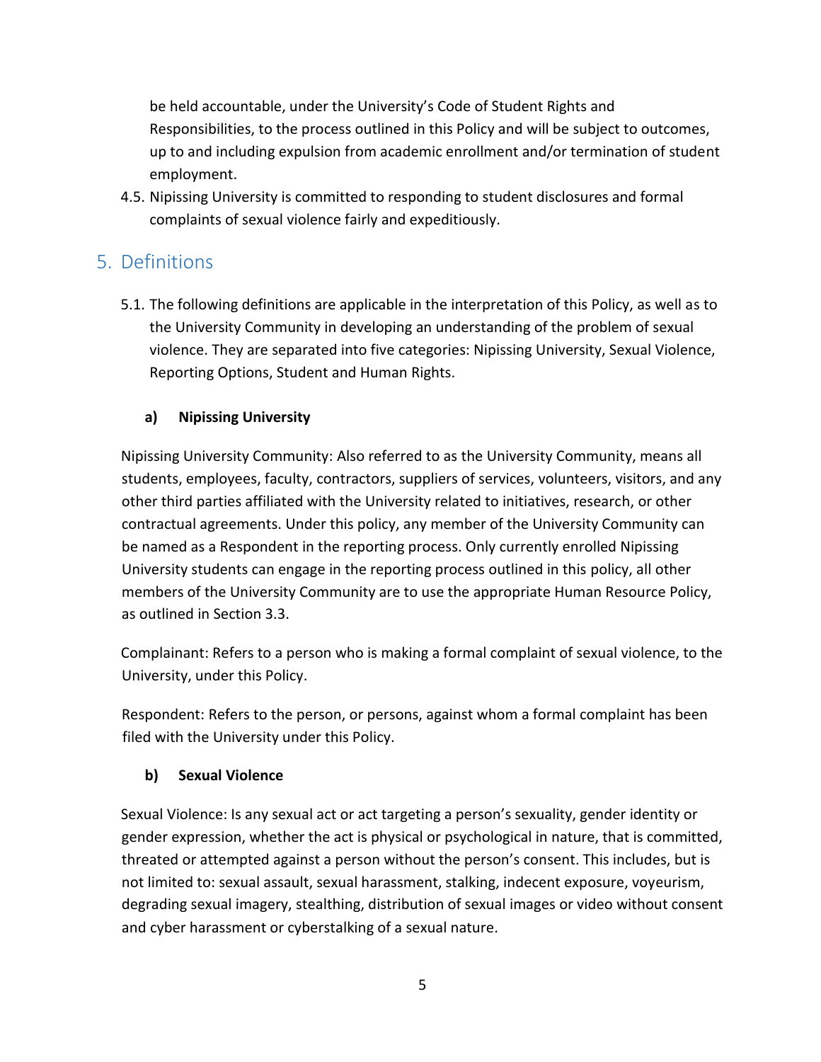be held accountable, under the University's Code of Student Rights and Responsibilities, to the process outlined in this Policy and will be subject to outcomes, up to and including expulsion from academic enrollment and/or termination of student employment.

4.5. Nipissing University is committed to responding to student disclosures and formal complaints of sexual violence fairly and expeditiously.

## 5. Definitions

5.1. The following definitions are applicable in the interpretation of this Policy, as well as to the University Community in developing an understanding of the problem of sexual violence. They are separated into five categories: Nipissing University, Sexual Violence, Reporting Options, Student and Human Rights.

### a) Nipissing University

Nipissing University Community: Also referred to as the University Community, means all students, employees, faculty, contractors, suppliers of services, volunteers, visitors, and any other third parties affiliated with the University related to initiatives, research, or other contractual agreements. Under this policy, any member of the University Community can be named as a Respondent in the reporting process. Only currently enrolled Nipissing University students can engage in the reporting process outlined in this policy, all other members of the University Community are to use the appropriate Human Resource Policy, as outlined in Section 3.3.

Complainant: Refers to a person who is making a formal complaint of sexual violence, to the University, under this Policy.

Respondent: Refers to the person, or persons, against whom a formal complaint has been filed with the University under this Policy.

### b) Sexual Violence

Sexual Violence: Is any sexual act or act targeting a person's sexuality, gender identity or gender expression, whether the act is physical or psychological in nature, that is committed, threated or attempted against a person without the person's consent. This includes, but is not limited to: sexual assault, sexual harassment, stalking, indecent exposure, voyeurism, degrading sexual imagery, stealthing, distribution of sexual images or video without consent and cyber harassment or cyberstalking of a sexual nature.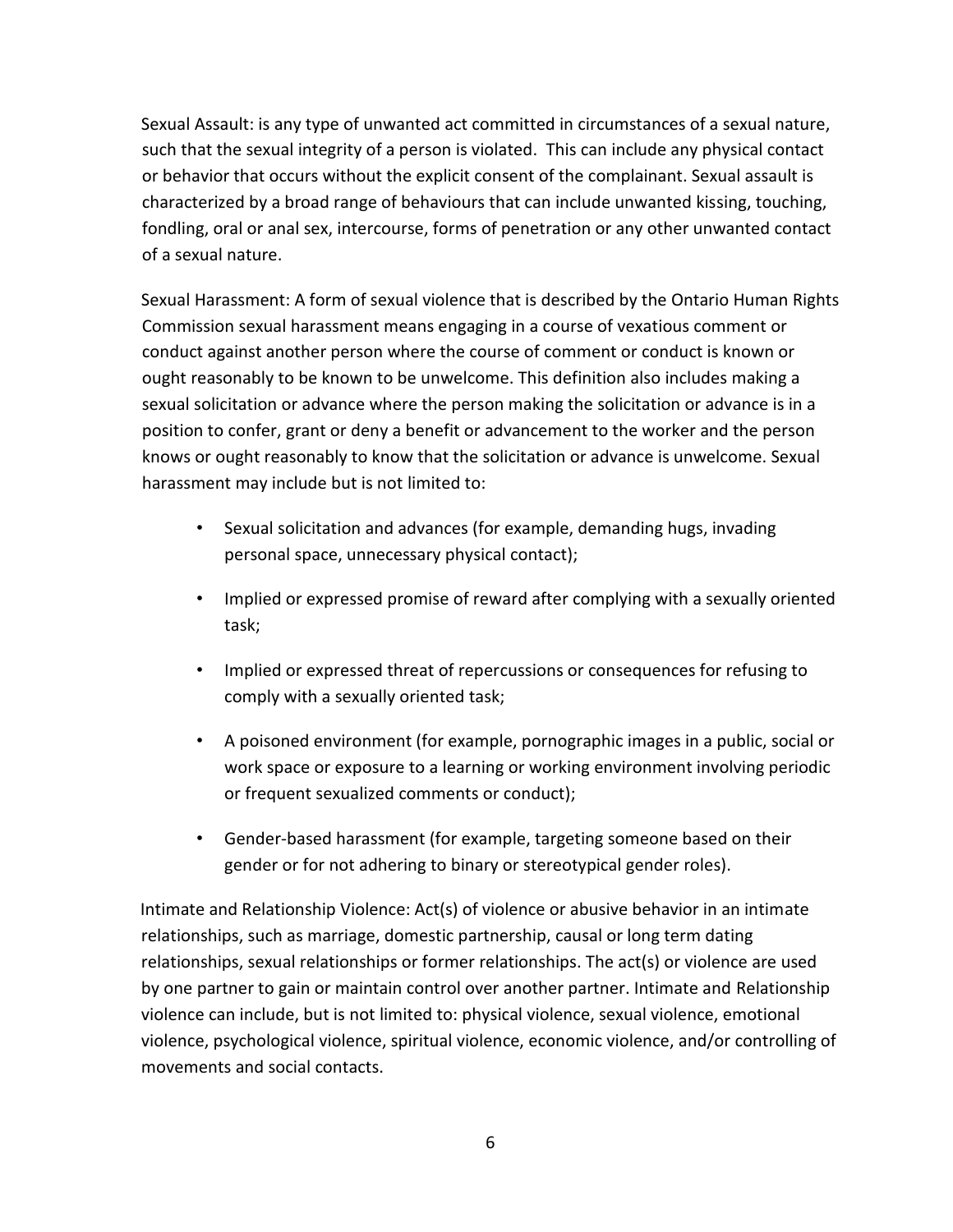Sexual Assault: is any type of unwanted act committed in circumstances of a sexual nature, such that the sexual integrity of a person is violated. This can include any physical contact or behavior that occurs without the explicit consent of the complainant. Sexual assault is characterized by a broad range of behaviours that can include unwanted kissing, touching, fondling, oral or anal sex, intercourse, forms of penetration or any other unwanted contact of a sexual nature.

Sexual Harassment: A form of sexual violence that is described by the Ontario Human Rights Commission sexual harassment means engaging in a course of vexatious comment or conduct against another person where the course of comment or conduct is known or ought reasonably to be known to be unwelcome. This definition also includes making a sexual solicitation or advance where the person making the solicitation or advance is in a position to confer, grant or deny a benefit or advancement to the worker and the person knows or ought reasonably to know that the solicitation or advance is unwelcome. Sexual harassment may include but is not limited to:

- Sexual solicitation and advances (for example, demanding hugs, invading personal space, unnecessary physical contact);
- Implied or expressed promise of reward after complying with a sexually oriented task;
- Implied or expressed threat of repercussions or consequences for refusing to comply with a sexually oriented task;
- A poisoned environment (for example, pornographic images in a public, social or work space or exposure to a learning or working environment involving periodic or frequent sexualized comments or conduct);
- Gender-based harassment (for example, targeting someone based on their gender or for not adhering to binary or stereotypical gender roles).

Intimate and Relationship Violence: Act(s) of violence or abusive behavior in an intimate relationships, such as marriage, domestic partnership, causal or long term dating relationships, sexual relationships or former relationships. The act(s) or violence are used by one partner to gain or maintain control over another partner. Intimate and Relationship violence can include, but is not limited to: physical violence, sexual violence, emotional violence, psychological violence, spiritual violence, economic violence, and/or controlling of movements and social contacts.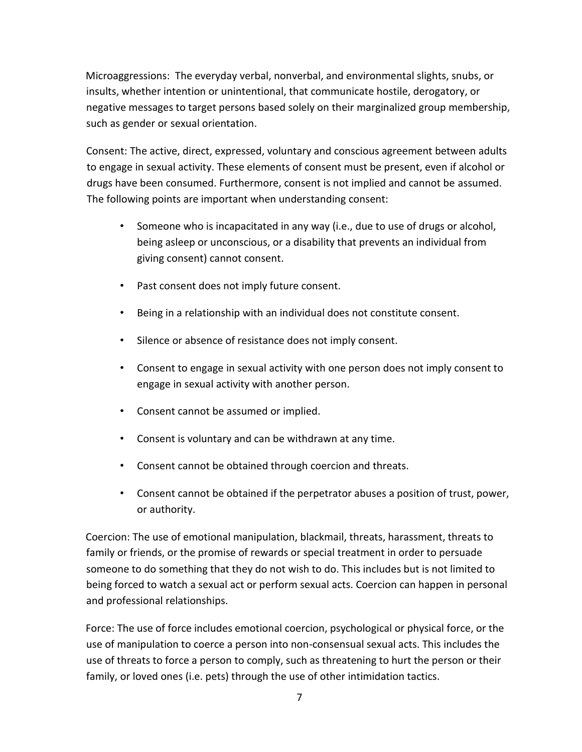Microaggressions: The everyday verbal, nonverbal, and environmental slights, snubs, or insults, whether intention or unintentional, that communicate hostile, derogatory, or negative messages to target persons based solely on their marginalized group membership, such as gender or sexual orientation.

Consent: The active, direct, expressed, voluntary and conscious agreement between adults to engage in sexual activity. These elements of consent must be present, even if alcohol or drugs have been consumed. Furthermore, consent is not implied and cannot be assumed. The following points are important when understanding consent:

- Someone who is incapacitated in any way (i.e., due to use of drugs or alcohol, being asleep or unconscious, or a disability that prevents an individual from giving consent) cannot consent.
- Past consent does not imply future consent.
- Being in a relationship with an individual does not constitute consent.
- Silence or absence of resistance does not imply consent.
- Consent to engage in sexual activity with one person does not imply consent to engage in sexual activity with another person.
- Consent cannot be assumed or implied.
- Consent is voluntary and can be withdrawn at any time.
- Consent cannot be obtained through coercion and threats.
- Consent cannot be obtained if the perpetrator abuses a position of trust, power, or authority.

Coercion: The use of emotional manipulation, blackmail, threats, harassment, threats to family or friends, or the promise of rewards or special treatment in order to persuade someone to do something that they do not wish to do. This includes but is not limited to being forced to watch a sexual act or perform sexual acts. Coercion can happen in personal and professional relationships.

Force: The use of force includes emotional coercion, psychological or physical force, or the use of manipulation to coerce a person into non-consensual sexual acts. This includes the use of threats to force a person to comply, such as threatening to hurt the person or their family, or loved ones (i.e. pets) through the use of other intimidation tactics.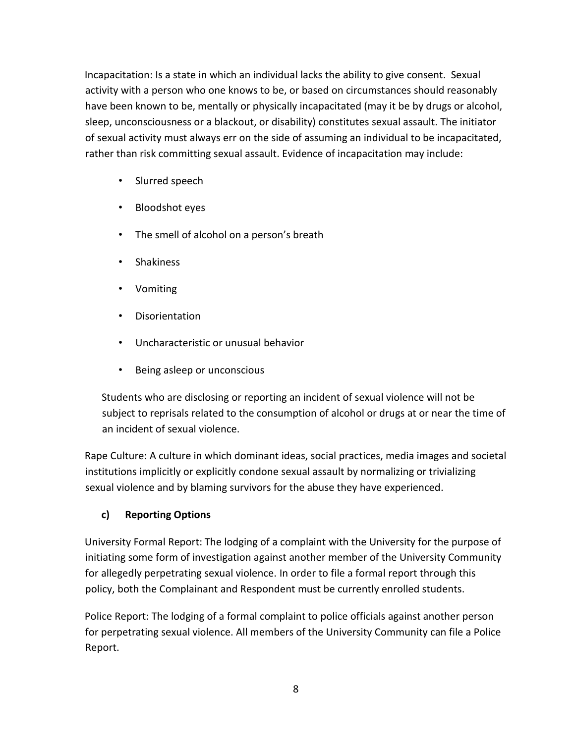Incapacitation: Is a state in which an individual lacks the ability to give consent. Sexual activity with a person who one knows to be, or based on circumstances should reasonably have been known to be, mentally or physically incapacitated (may it be by drugs or alcohol, sleep, unconsciousness or a blackout, or disability) constitutes sexual assault. The initiator of sexual activity must always err on the side of assuming an individual to be incapacitated, rather than risk committing sexual assault. Evidence of incapacitation may include:

- Slurred speech
- Bloodshot eyes
- The smell of alcohol on a person's breath
- Shakiness
- Vomiting
- Disorientation
- Uncharacteristic or unusual behavior
- Being asleep or unconscious

Students who are disclosing or reporting an incident of sexual violence will not be subject to reprisals related to the consumption of alcohol or drugs at or near the time of an incident of sexual violence.

Rape Culture: A culture in which dominant ideas, social practices, media images and societal institutions implicitly or explicitly condone sexual assault by normalizing or trivializing sexual violence and by blaming survivors for the abuse they have experienced.

### c) Reporting Options

University Formal Report: The lodging of a complaint with the University for the purpose of initiating some form of investigation against another member of the University Community for allegedly perpetrating sexual violence. In order to file a formal report through this policy, both the Complainant and Respondent must be currently enrolled students.

Police Report: The lodging of a formal complaint to police officials against another person for perpetrating sexual violence. All members of the University Community can file a Police Report.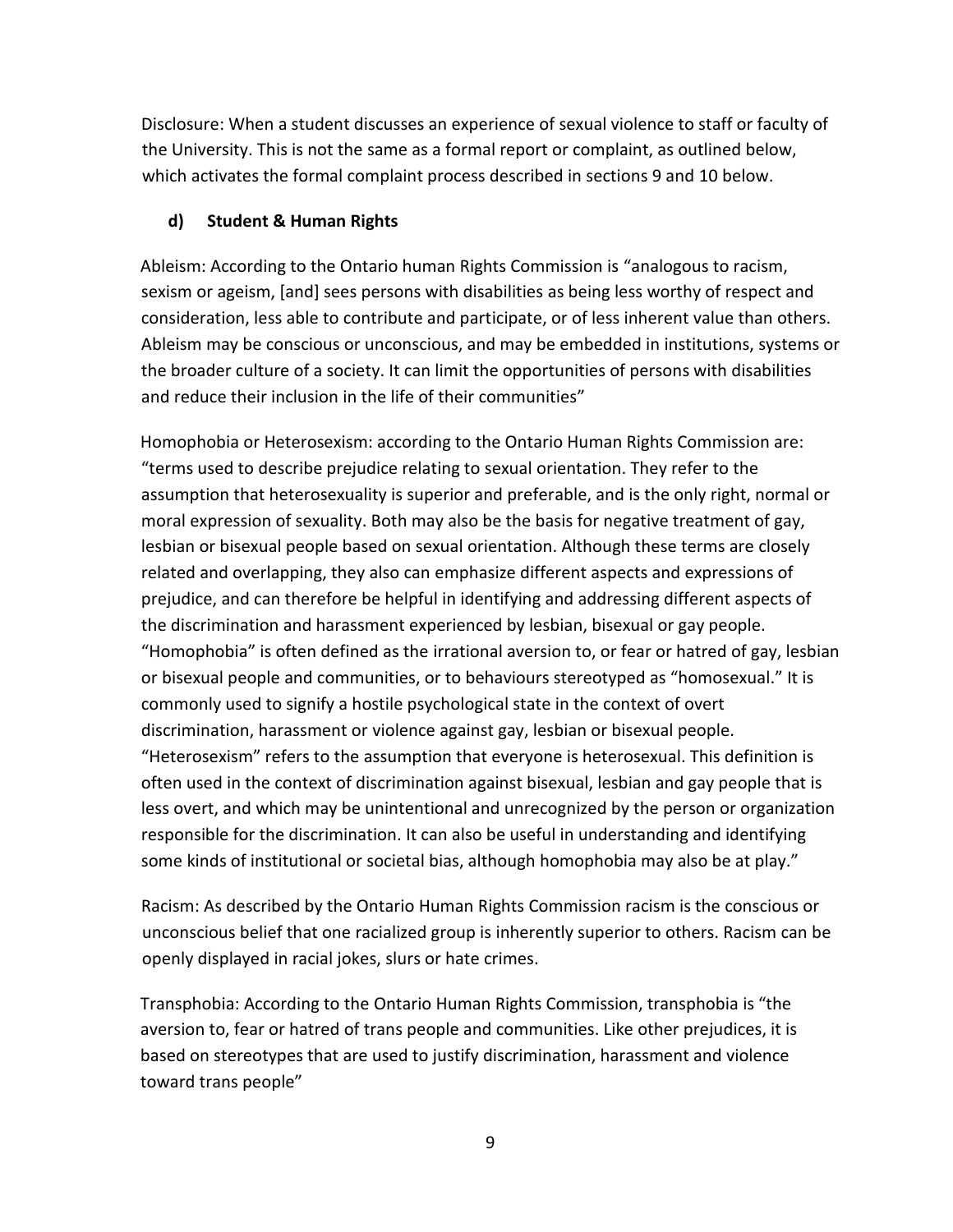Disclosure: When a student discusses an experience of sexual violence to staff or faculty of the University. This is not the same as a formal report or complaint, as outlined below, which activates the formal complaint process described in sections 9 and 10 below.

### d) Student & Human Rights

Ableism: According to the Ontario human Rights Commission is "analogous to racism, sexism or ageism, [and] sees persons with disabilities as being less worthy of respect and consideration, less able to contribute and participate, or of less inherent value than others. Ableism may be conscious or unconscious, and may be embedded in institutions, systems or the broader culture of a society. It can limit the opportunities of persons with disabilities and reduce their inclusion in the life of their communities"

Homophobia or Heterosexism: according to the Ontario Human Rights Commission are: "terms used to describe prejudice relating to sexual orientation. They refer to the assumption that heterosexuality is superior and preferable, and is the only right, normal or moral expression of sexuality. Both may also be the basis for negative treatment of gay, lesbian or bisexual people based on sexual orientation. Although these terms are closely related and overlapping, they also can emphasize different aspects and expressions of prejudice, and can therefore be helpful in identifying and addressing different aspects of the discrimination and harassment experienced by lesbian, bisexual or gay people. "Homophobia" is often defined as the irrational aversion to, or fear or hatred of gay, lesbian or bisexual people and communities, or to behaviours stereotyped as "homosexual." It is commonly used to signify a hostile psychological state in the context of overt discrimination, harassment or violence against gay, lesbian or bisexual people. "Heterosexism" refers to the assumption that everyone is heterosexual. This definition is often used in the context of discrimination against bisexual, lesbian and gay people that is less overt, and which may be unintentional and unrecognized by the person or organization responsible for the discrimination. It can also be useful in understanding and identifying some kinds of institutional or societal bias, although homophobia may also be at play."

Racism: As described by the Ontario Human Rights Commission racism is the conscious or unconscious belief that one racialized group is inherently superior to others. Racism can be openly displayed in racial jokes, slurs or hate crimes.

Transphobia: According to the Ontario Human Rights Commission, transphobia is "the aversion to, fear or hatred of trans people and communities. Like other prejudices, it is based on stereotypes that are used to justify discrimination, harassment and violence toward trans people"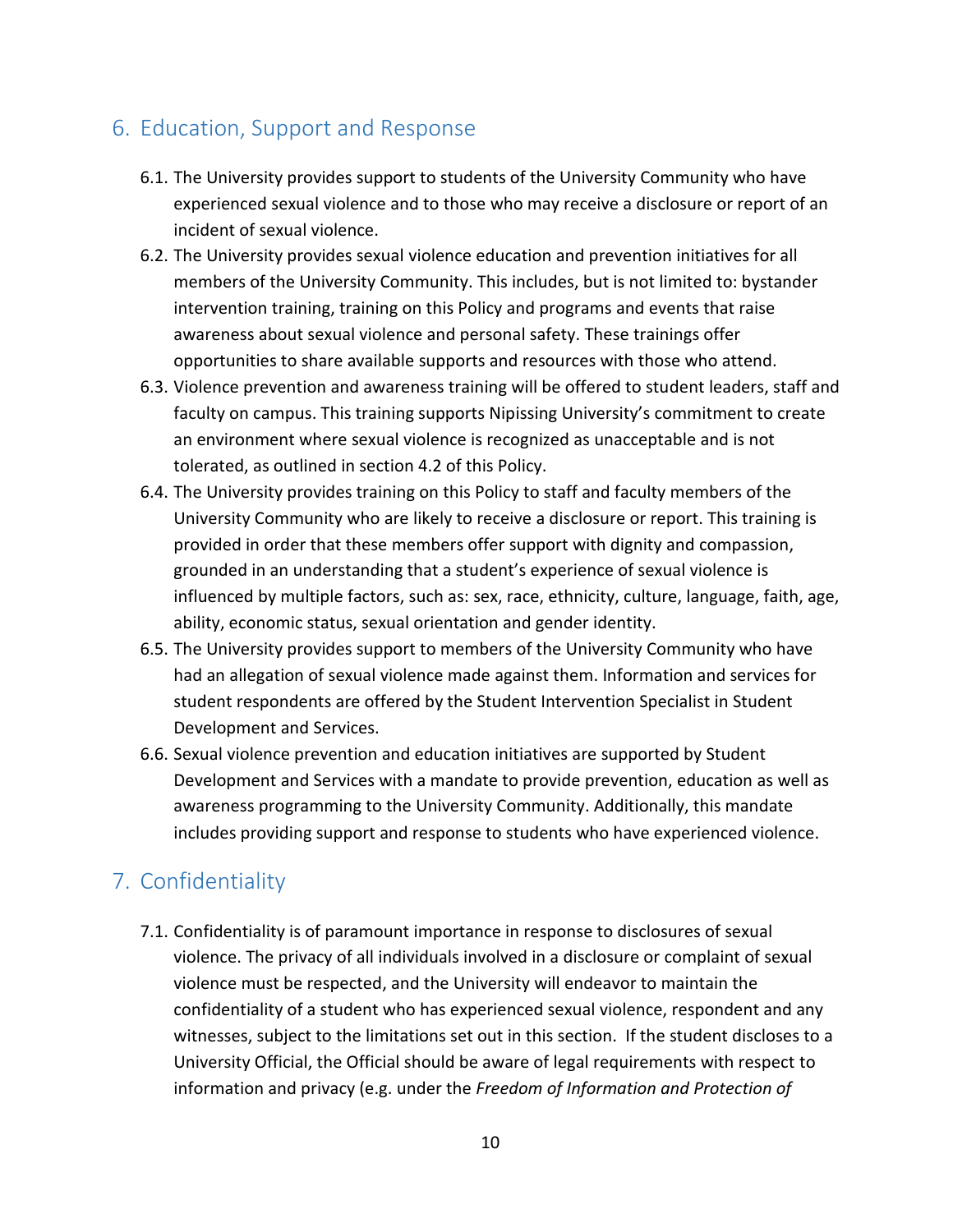## 6. Education, Support and Response

6.1. The University provides support to students of the University Community who have experienced sexual violence and to those who may receive a disclosure or report of an incident of sexual violence.

6.2. The University provides sexual violence education and prevention initiatives for all members of the University Community. This includes, but is not limited to: bystander intervention training, training on this Policy and programs and events that raise awareness about sexual violence and personal safety. These trainings offer opportunities to share available supports and resources with those who attend.

6.3. Violence prevention and awareness training will be offered to student leaders, staff and faculty on campus. This training supports Nipissing University's commitment to create an environment where sexual violence is recognized as unacceptable and is not tolerated, as outlined in section 4.2 of this Policy.

6.4. The University provides training on this Policy to staff and faculty members of the University Community who are likely to receive a disclosure or report. This training is provided in order that these members offer support with dignity and compassion, grounded in an understanding that a student's experience of sexual violence is influenced by multiple factors, such as: sex, race, ethnicity, culture, language, faith, age, ability, economic status, sexual orientation and gender identity.

6.5. The University provides support to members of the University Community who have had an allegation of sexual violence made against them. Information and services for student respondents are offered by the Student Intervention Specialist in Student Development and Services.

6.6. Sexual violence prevention and education initiatives are supported by Student Development and Services with a mandate to provide prevention, education as well as awareness programming to the University Community. Additionally, this mandate includes providing support and response to students who have experienced violence.

## 7. Confidentiality

7.1. Confidentiality is of paramount importance in response to disclosures of sexual violence. The privacy of all individuals involved in a disclosure or complaint of sexual violence must be respected, and the University will endeavor to maintain the confidentiality of a student who has experienced sexual violence, respondent and any witnesses, subject to the limitations set out in this section. If the student discloses to a University Official, the Official should be aware of legal requirements with respect to information and privacy (e.g. under the *Freedom of Information and Protection of*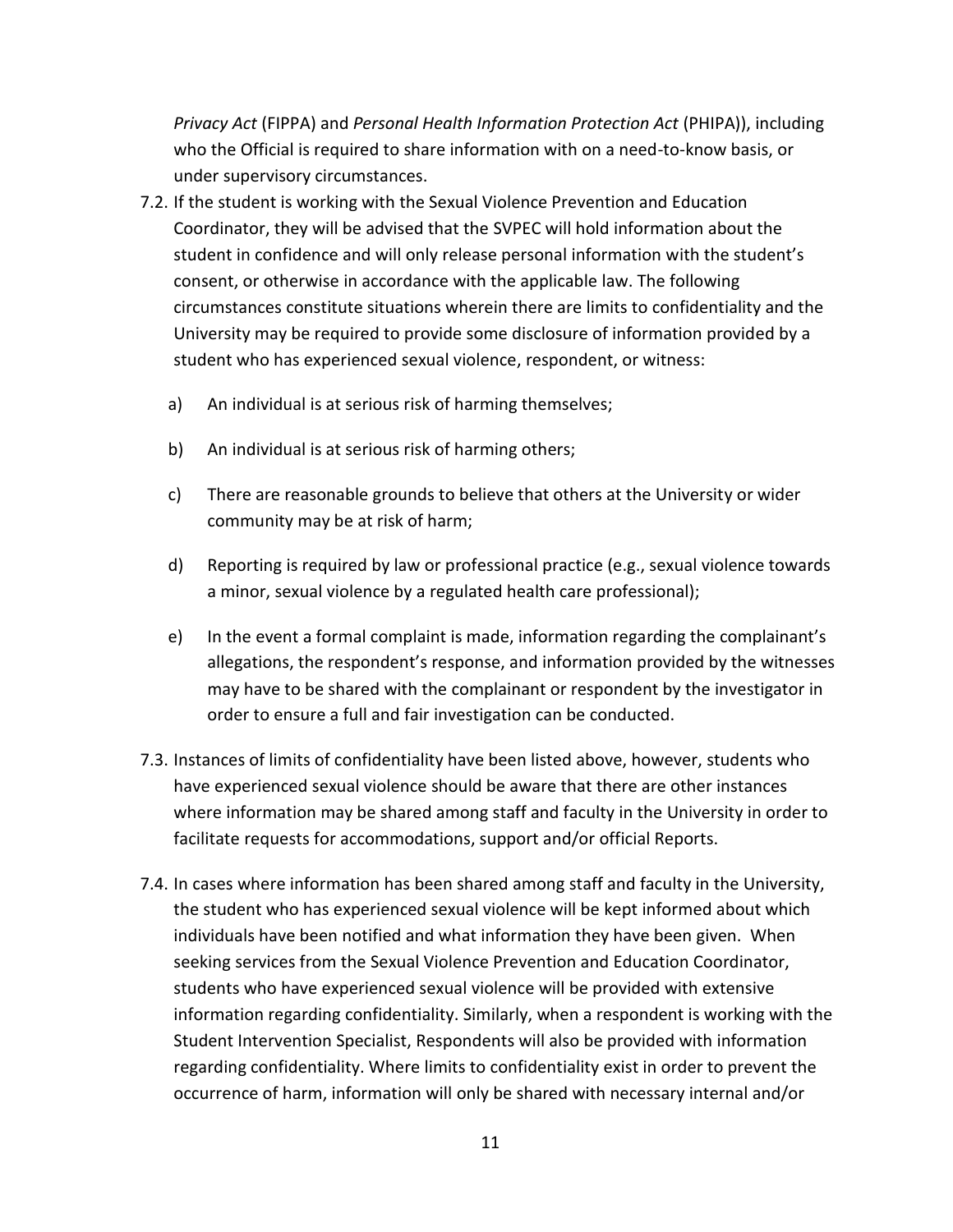*Privacy Act* (FIPPA) and *Personal Health Information Protection Act* (PHIPA)), including who the Official is required to share information with on a need-to-know basis, or under supervisory circumstances.

7.2. If the student is working with the Sexual Violence Prevention and Education Coordinator, they will be advised that the SVPEC will hold information about the student in confidence and will only release personal information with the student's consent, or otherwise in accordance with the applicable law. The following circumstances constitute situations wherein there are limits to confidentiality and the University may be required to provide some disclosure of information provided by a student who has experienced sexual violence, respondent, or witness:

   a) An individual is at serious risk of harming themselves;

   b) An individual is at serious risk of harming others;

   c) There are reasonable grounds to believe that others at the University or wider community may be at risk of harm;

   d) Reporting is required by law or professional practice (e.g., sexual violence towards a minor, sexual violence by a regulated health care professional);

   e) In the event a formal complaint is made, information regarding the complainant's allegations, the respondent's response, and information provided by the witnesses may have to be shared with the complainant or respondent by the investigator in order to ensure a full and fair investigation can be conducted.

7.3. Instances of limits of confidentiality have been listed above, however, students who have experienced sexual violence should be aware that there are other instances where information may be shared among staff and faculty in the University in order to facilitate requests for accommodations, support and/or official Reports.

7.4. In cases where information has been shared among staff and faculty in the University, the student who has experienced sexual violence will be kept informed about which individuals have been notified and what information they have been given. When seeking services from the Sexual Violence Prevention and Education Coordinator, students who have experienced sexual violence will be provided with extensive information regarding confidentiality. Similarly, when a respondent is working with the Student Intervention Specialist, Respondents will also be provided with information regarding confidentiality. Where limits to confidentiality exist in order to prevent the occurrence of harm, information will only be shared with necessary internal and/or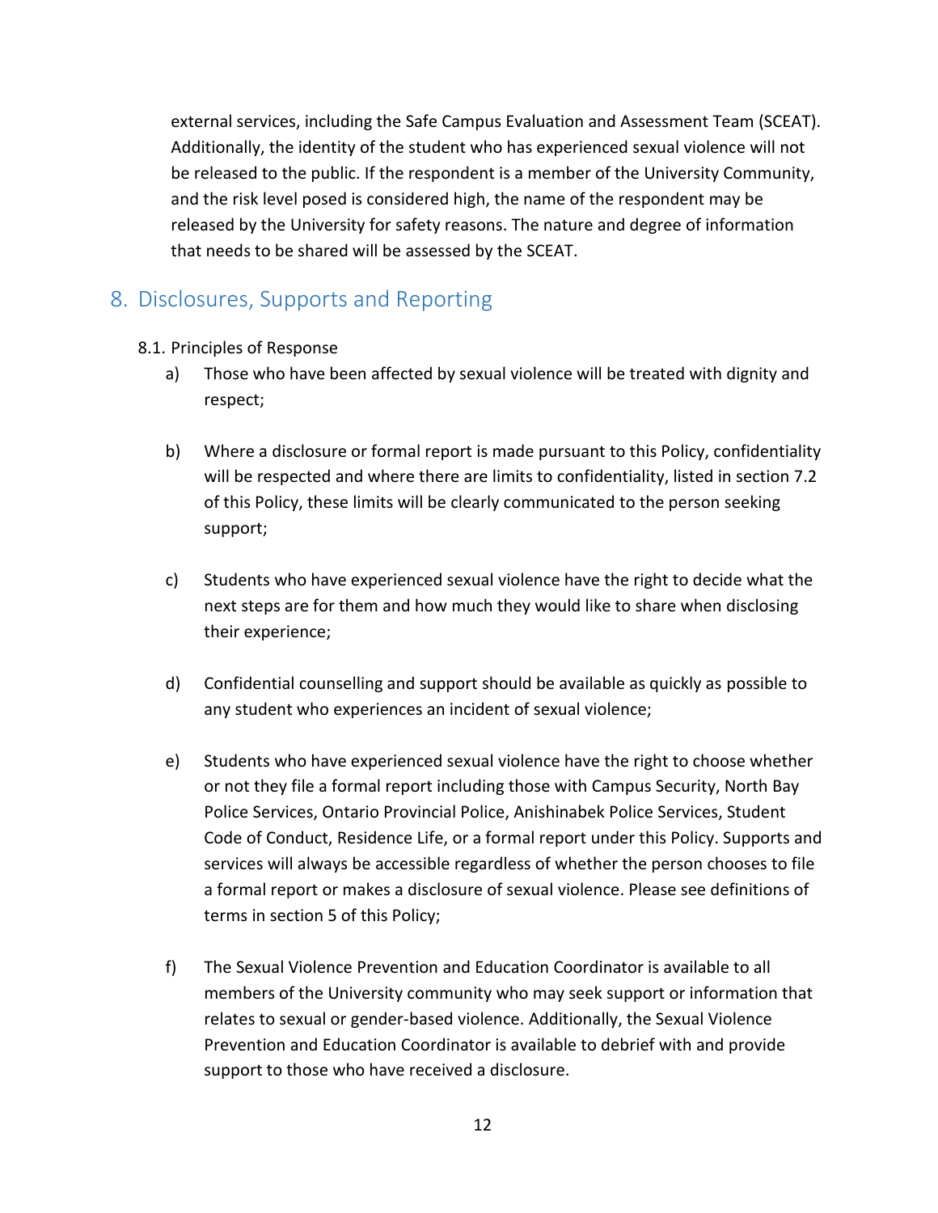external services, including the Safe Campus Evaluation and Assessment Team (SCEAT). Additionally, the identity of the student who has experienced sexual violence will not be released to the public. If the respondent is a member of the University Community, and the risk level posed is considered high, the name of the respondent may be released by the University for safety reasons. The nature and degree of information that needs to be shared will be assessed by the SCEAT.

## 8. Disclosures, Supports and Reporting

8.1. Principles of Response

a) Those who have been affected by sexual violence will be treated with dignity and respect;

b) Where a disclosure or formal report is made pursuant to this Policy, confidentiality will be respected and where there are limits to confidentiality, listed in section 7.2 of this Policy, these limits will be clearly communicated to the person seeking support;

c) Students who have experienced sexual violence have the right to decide what the next steps are for them and how much they would like to share when disclosing their experience;

d) Confidential counselling and support should be available as quickly as possible to any student who experiences an incident of sexual violence;

e) Students who have experienced sexual violence have the right to choose whether or not they file a formal report including those with Campus Security, North Bay Police Services, Ontario Provincial Police, Anishinabek Police Services, Student Code of Conduct, Residence Life, or a formal report under this Policy. Supports and services will always be accessible regardless of whether the person chooses to file a formal report or makes a disclosure of sexual violence. Please see definitions of terms in section 5 of this Policy;

f) The Sexual Violence Prevention and Education Coordinator is available to all members of the University community who may seek support or information that relates to sexual or gender-based violence. Additionally, the Sexual Violence Prevention and Education Coordinator is available to debrief with and provide support to those who have received a disclosure.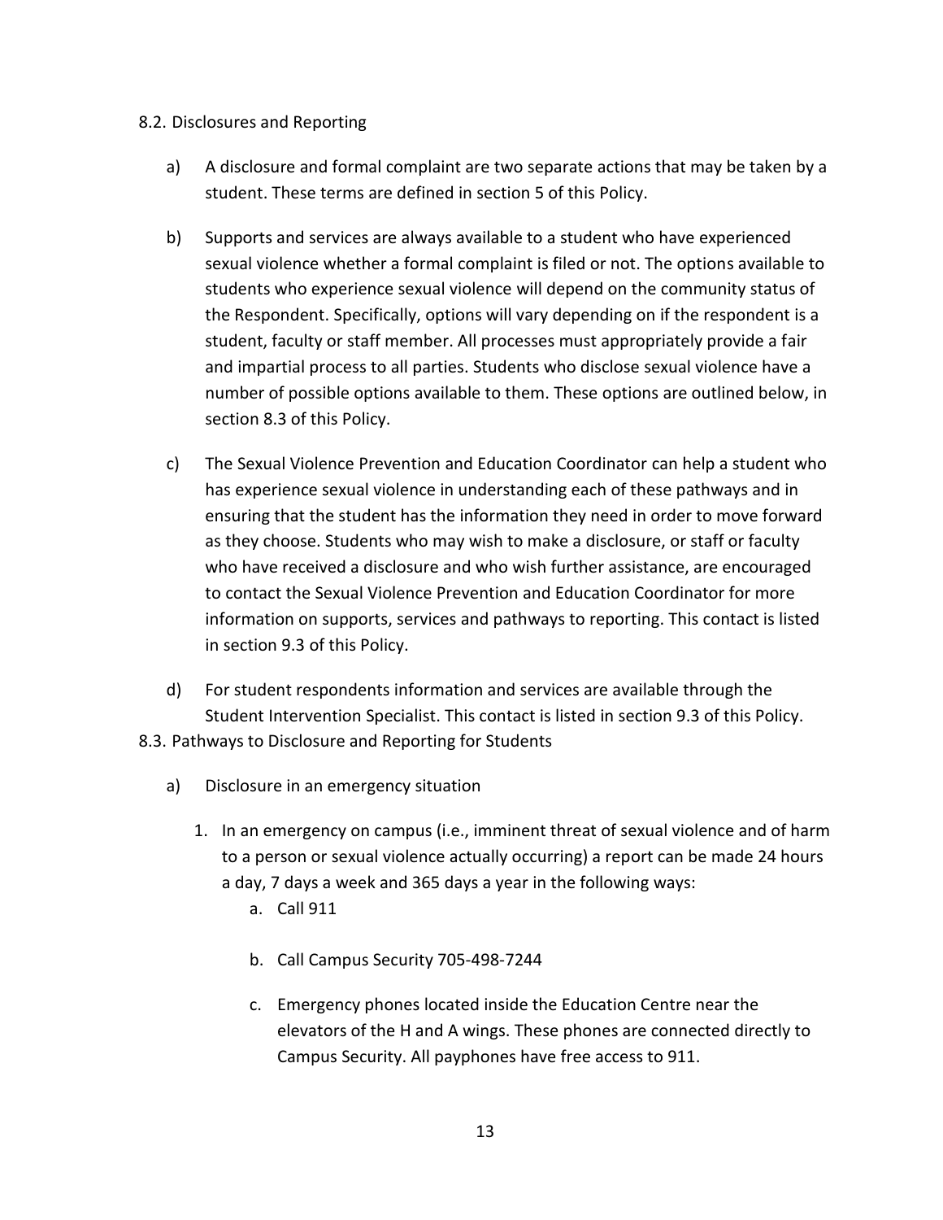### 8.2. Disclosures and Reporting

a) A disclosure and formal complaint are two separate actions that may be taken by a student. These terms are defined in section 5 of this Policy.

b) Supports and services are always available to a student who have experienced sexual violence whether a formal complaint is filed or not. The options available to students who experience sexual violence will depend on the community status of the Respondent. Specifically, options will vary depending on if the respondent is a student, faculty or staff member. All processes must appropriately provide a fair and impartial process to all parties. Students who disclose sexual violence have a number of possible options available to them. These options are outlined below, in section 8.3 of this Policy.

c) The Sexual Violence Prevention and Education Coordinator can help a student who has experience sexual violence in understanding each of these pathways and in ensuring that the student has the information they need in order to move forward as they choose. Students who may wish to make a disclosure, or staff or faculty who have received a disclosure and who wish further assistance, are encouraged to contact the Sexual Violence Prevention and Education Coordinator for more information on supports, services and pathways to reporting. This contact is listed in section 9.3 of this Policy.

d) For student respondents information and services are available through the Student Intervention Specialist. This contact is listed in section 9.3 of this Policy.

### 8.3. Pathways to Disclosure and Reporting for Students

a) Disclosure in an emergency situation

1. In an emergency on campus (i.e., imminent threat of sexual violence and of harm to a person or sexual violence actually occurring) a report can be made 24 hours a day, 7 days a week and 365 days a year in the following ways:
    a. Call 911
    b. Call Campus Security 705-498-7244
    c. Emergency phones located inside the Education Centre near the elevators of the H and A wings. These phones are connected directly to Campus Security. All payphones have free access to 911.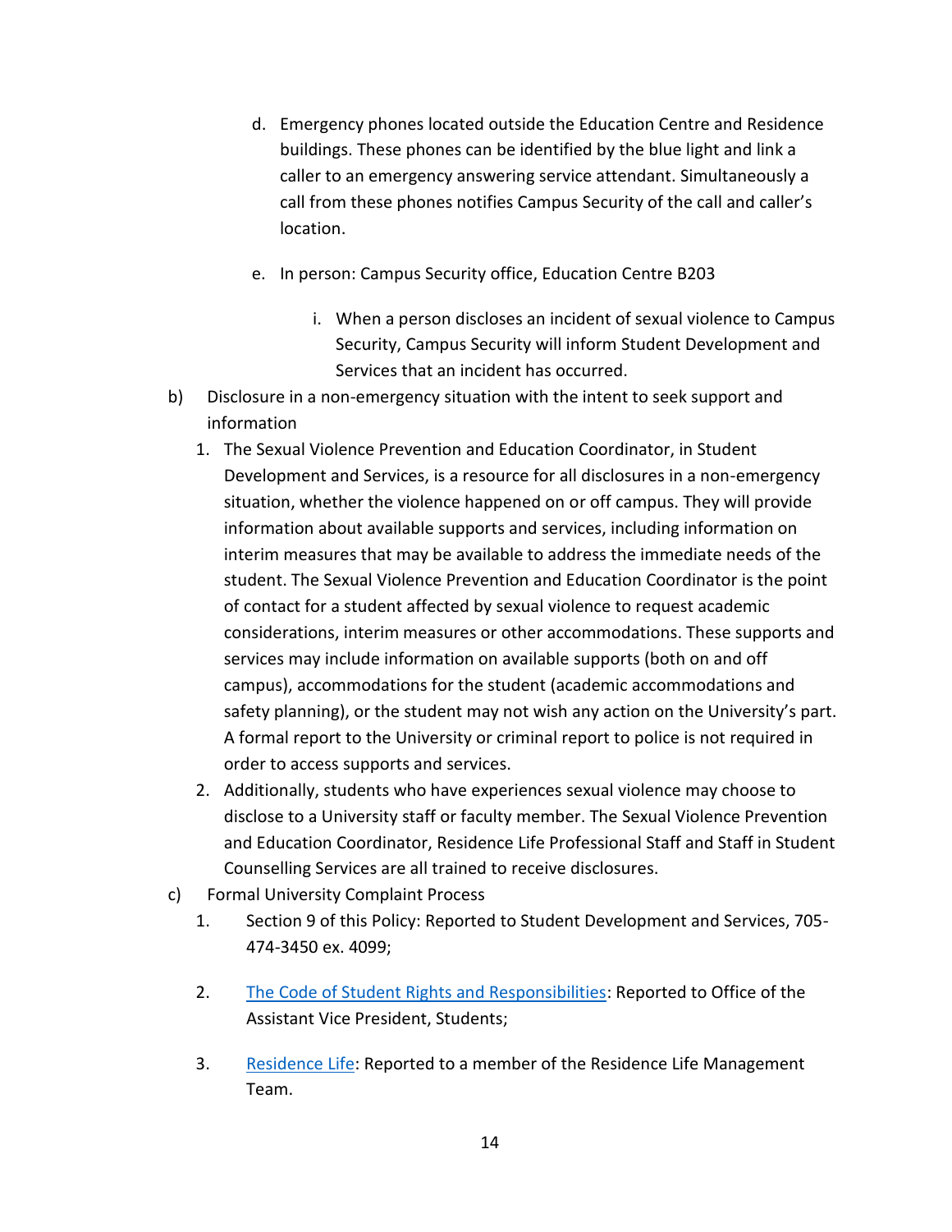d. Emergency phones located outside the Education Centre and Residence buildings. These phones can be identified by the blue light and link a caller to an emergency answering service attendant. Simultaneously a call from these phones notifies Campus Security of the call and caller's location.

e. In person: Campus Security office, Education Centre B203

   i. When a person discloses an incident of sexual violence to Campus Security, Campus Security will inform Student Development and Services that an incident has occurred.

b) Disclosure in a non-emergency situation with the intent to seek support and information

1. The Sexual Violence Prevention and Education Coordinator, in Student Development and Services, is a resource for all disclosures in a non-emergency situation, whether the violence happened on or off campus. They will provide information about available supports and services, including information on interim measures that may be available to address the immediate needs of the student. The Sexual Violence Prevention and Education Coordinator is the point of contact for a student affected by sexual violence to request academic considerations, interim measures or other accommodations. These supports and services may include information on available supports (both on and off campus), accommodations for the student (academic accommodations and safety planning), or the student may not wish any action on the University's part. A formal report to the University or criminal report to police is not required in order to access supports and services.
2. Additionally, students who have experiences sexual violence may choose to disclose to a University staff or faculty member. The Sexual Violence Prevention and Education Coordinator, Residence Life Professional Staff and Staff in Student Counselling Services are all trained to receive disclosures.

c) Formal University Complaint Process

1. Section 9 of this Policy: Reported to Student Development and Services, 705-474-3450 ex. 4099;

2. The Code of Student Rights and Responsibilities: Reported to Office of the Assistant Vice President, Students;

3. Residence Life: Reported to a member of the Residence Life Management Team.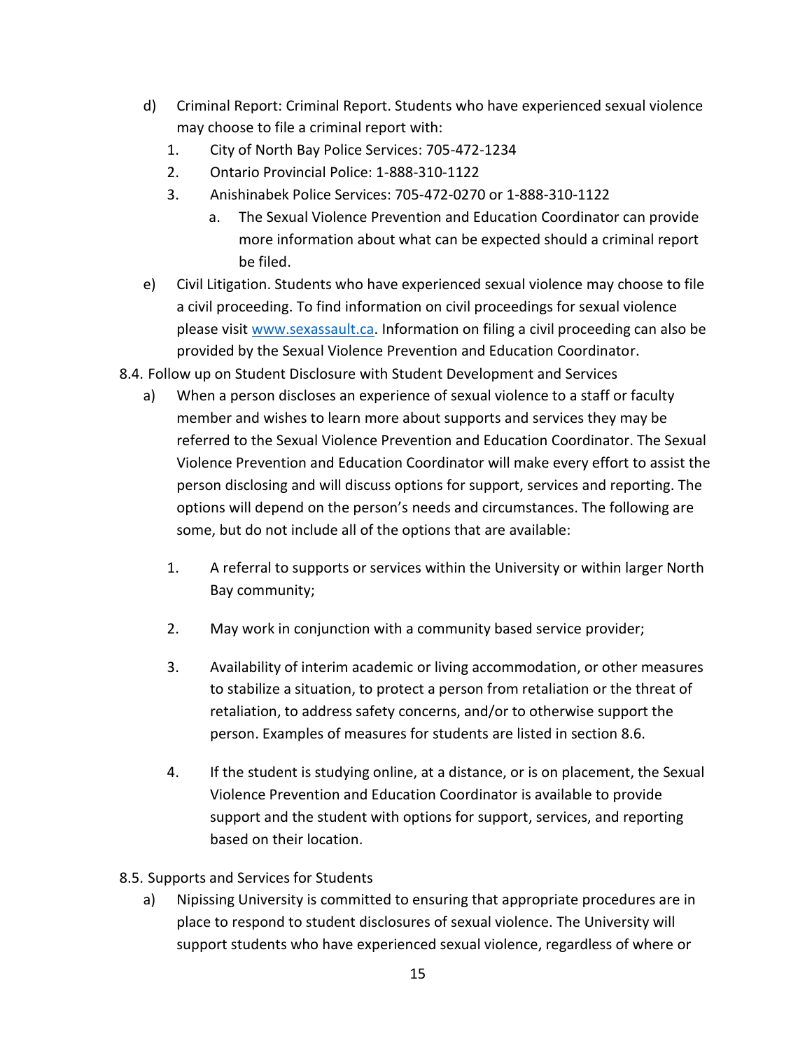d) Criminal Report: Criminal Report. Students who have experienced sexual violence may choose to file a criminal report with:
   1. City of North Bay Police Services: 705-472-1234
   2. Ontario Provincial Police: 1-888-310-1122
   3. Anishinabek Police Services: 705-472-0270 or 1-888-310-1122
      a. The Sexual Violence Prevention and Education Coordinator can provide more information about what can be expected should a criminal report be filed.

e) Civil Litigation. Students who have experienced sexual violence may choose to file a civil proceeding. To find information on civil proceedings for sexual violence please visit [www.sexassault.ca](http://www.sexassault.ca). Information on filing a civil proceeding can also be provided by the Sexual Violence Prevention and Education Coordinator.

8.4. Follow up on Student Disclosure with Student Development and Services

a) When a person discloses an experience of sexual violence to a staff or faculty member and wishes to learn more about supports and services they may be referred to the Sexual Violence Prevention and Education Coordinator. The Sexual Violence Prevention and Education Coordinator will make every effort to assist the person disclosing and will discuss options for support, services and reporting. The options will depend on the person's needs and circumstances. The following are some, but do not include all of the options that are available:

   1. A referral to supports or services within the University or within larger North Bay community;

   2. May work in conjunction with a community based service provider;

   3. Availability of interim academic or living accommodation, or other measures to stabilize a situation, to protect a person from retaliation or the threat of retaliation, to address safety concerns, and/or to otherwise support the person. Examples of measures for students are listed in section 8.6.

   4. If the student is studying online, at a distance, or is on placement, the Sexual Violence Prevention and Education Coordinator is available to provide support and the student with options for support, services, and reporting based on their location.

8.5. Supports and Services for Students

a) Nipissing University is committed to ensuring that appropriate procedures are in place to respond to student disclosures of sexual violence. The University will support students who have experienced sexual violence, regardless of where or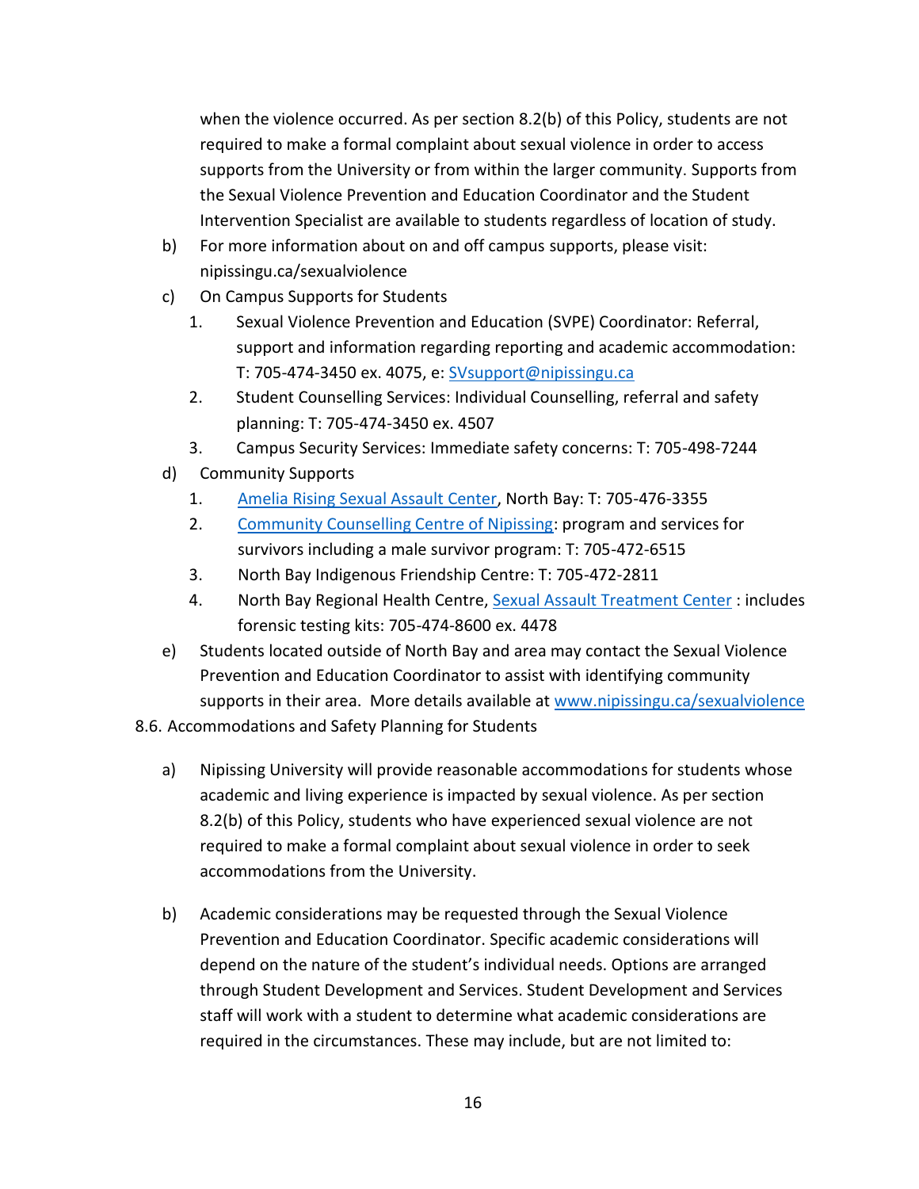when the violence occurred. As per section 8.2(b) of this Policy, students are not required to make a formal complaint about sexual violence in order to access supports from the University or from within the larger community. Supports from the Sexual Violence Prevention and Education Coordinator and the Student Intervention Specialist are available to students regardless of location of study.

b) For more information about on and off campus supports, please visit: nipissingu.ca/sexualviolence

c) On Campus Supports for Students

   1. Sexual Violence Prevention and Education (SVPE) Coordinator: Referral, support and information regarding reporting and academic accommodation: T: 705-474-3450 ex. 4075, e: SVsupport@nipissingu.ca
   2. Student Counselling Services: Individual Counselling, referral and safety planning: T: 705-474-3450 ex. 4507
   3. Campus Security Services: Immediate safety concerns: T: 705-498-7244

d) Community Supports

   1. Amelia Rising Sexual Assault Center, North Bay: T: 705-476-3355
   2. Community Counselling Centre of Nipissing: program and services for survivors including a male survivor program: T: 705-472-6515
   3. North Bay Indigenous Friendship Centre: T: 705-472-2811
   4. North Bay Regional Health Centre, Sexual Assault Treatment Center : includes forensic testing kits: 705-474-8600 ex. 4478

e) Students located outside of North Bay and area may contact the Sexual Violence Prevention and Education Coordinator to assist with identifying community supports in their area. More details available at www.nipissingu.ca/sexualviolence

8.6. Accommodations and Safety Planning for Students

a) Nipissing University will provide reasonable accommodations for students whose academic and living experience is impacted by sexual violence. As per section 8.2(b) of this Policy, students who have experienced sexual violence are not required to make a formal complaint about sexual violence in order to seek accommodations from the University.

b) Academic considerations may be requested through the Sexual Violence Prevention and Education Coordinator. Specific academic considerations will depend on the nature of the student's individual needs. Options are arranged through Student Development and Services. Student Development and Services staff will work with a student to determine what academic considerations are required in the circumstances. These may include, but are not limited to: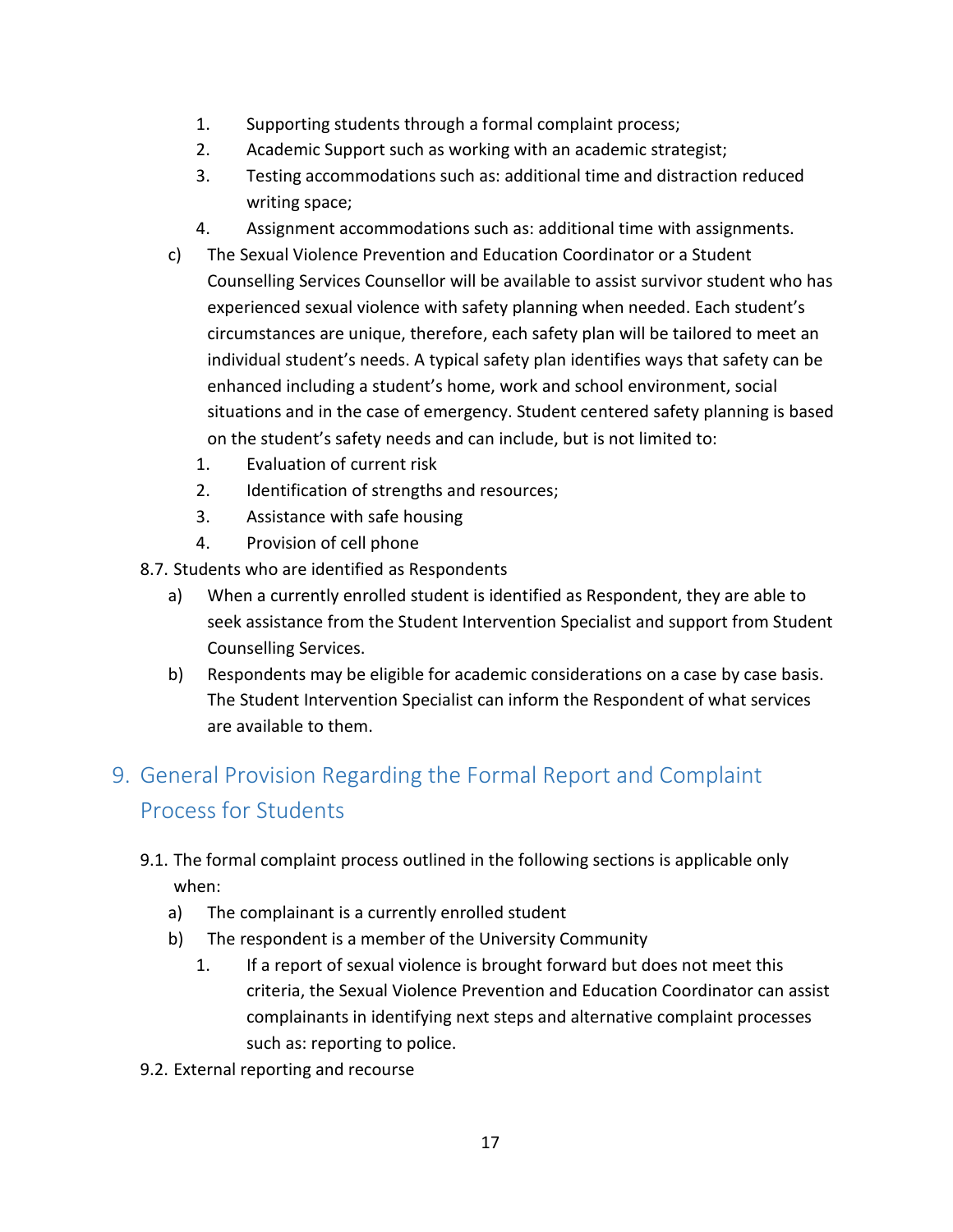1. Supporting students through a formal complaint process;
2. Academic Support such as working with an academic strategist;
3. Testing accommodations such as: additional time and distraction reduced writing space;
4. Assignment accommodations such as: additional time with assignments.

c) The Sexual Violence Prevention and Education Coordinator or a Student Counselling Services Counsellor will be available to assist survivor student who has experienced sexual violence with safety planning when needed. Each student's circumstances are unique, therefore, each safety plan will be tailored to meet an individual student's needs. A typical safety plan identifies ways that safety can be enhanced including a student's home, work and school environment, social situations and in the case of emergency. Student centered safety planning is based on the student's safety needs and can include, but is not limited to:

1. Evaluation of current risk
2. Identification of strengths and resources;
3. Assistance with safe housing
4. Provision of cell phone

8.7. Students who are identified as Respondents

a) When a currently enrolled student is identified as Respondent, they are able to seek assistance from the Student Intervention Specialist and support from Student Counselling Services.

b) Respondents may be eligible for academic considerations on a case by case basis. The Student Intervention Specialist can inform the Respondent of what services are available to them.

# 9. General Provision Regarding the Formal Report and Complaint Process for Students

9.1. The formal complaint process outlined in the following sections is applicable only when:

a) The complainant is a currently enrolled student

b) The respondent is a member of the University Community

1. If a report of sexual violence is brought forward but does not meet this criteria, the Sexual Violence Prevention and Education Coordinator can assist complainants in identifying next steps and alternative complaint processes such as: reporting to police.

9.2. External reporting and recourse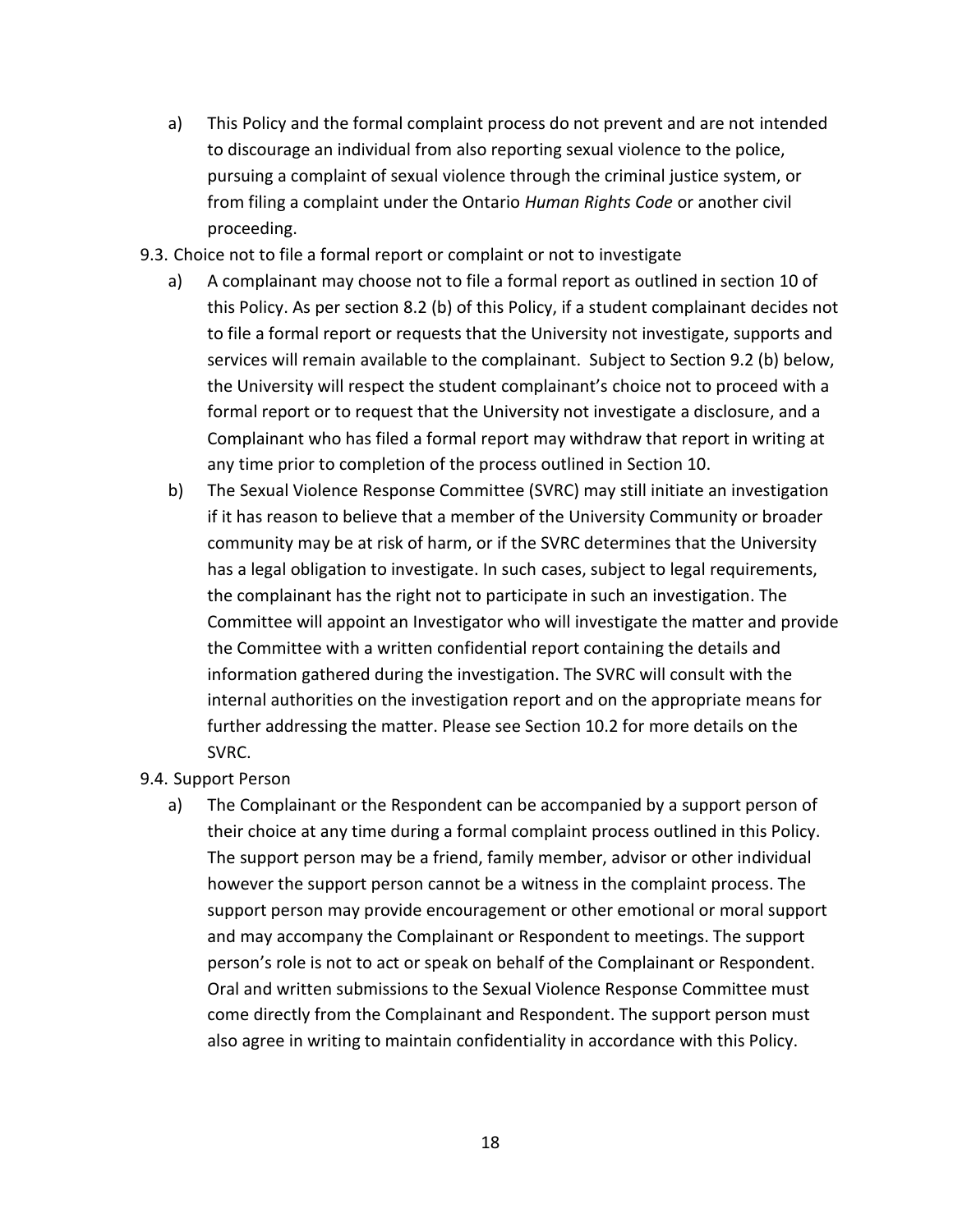a) This Policy and the formal complaint process do not prevent and are not intended to discourage an individual from also reporting sexual violence to the police, pursuing a complaint of sexual violence through the criminal justice system, or from filing a complaint under the Ontario *Human Rights Code* or another civil proceeding.

9.3. Choice not to file a formal report or complaint or not to investigate

a) A complainant may choose not to file a formal report as outlined in section 10 of this Policy. As per section 8.2 (b) of this Policy, if a student complainant decides not to file a formal report or requests that the University not investigate, supports and services will remain available to the complainant. Subject to Section 9.2 (b) below, the University will respect the student complainant's choice not to proceed with a formal report or to request that the University not investigate a disclosure, and a Complainant who has filed a formal report may withdraw that report in writing at any time prior to completion of the process outlined in Section 10.

b) The Sexual Violence Response Committee (SVRC) may still initiate an investigation if it has reason to believe that a member of the University Community or broader community may be at risk of harm, or if the SVRC determines that the University has a legal obligation to investigate. In such cases, subject to legal requirements, the complainant has the right not to participate in such an investigation. The Committee will appoint an Investigator who will investigate the matter and provide the Committee with a written confidential report containing the details and information gathered during the investigation. The SVRC will consult with the internal authorities on the investigation report and on the appropriate means for further addressing the matter. Please see Section 10.2 for more details on the SVRC.

9.4. Support Person

a) The Complainant or the Respondent can be accompanied by a support person of their choice at any time during a formal complaint process outlined in this Policy. The support person may be a friend, family member, advisor or other individual however the support person cannot be a witness in the complaint process. The support person may provide encouragement or other emotional or moral support and may accompany the Complainant or Respondent to meetings. The support person's role is not to act or speak on behalf of the Complainant or Respondent. Oral and written submissions to the Sexual Violence Response Committee must come directly from the Complainant and Respondent. The support person must also agree in writing to maintain confidentiality in accordance with this Policy.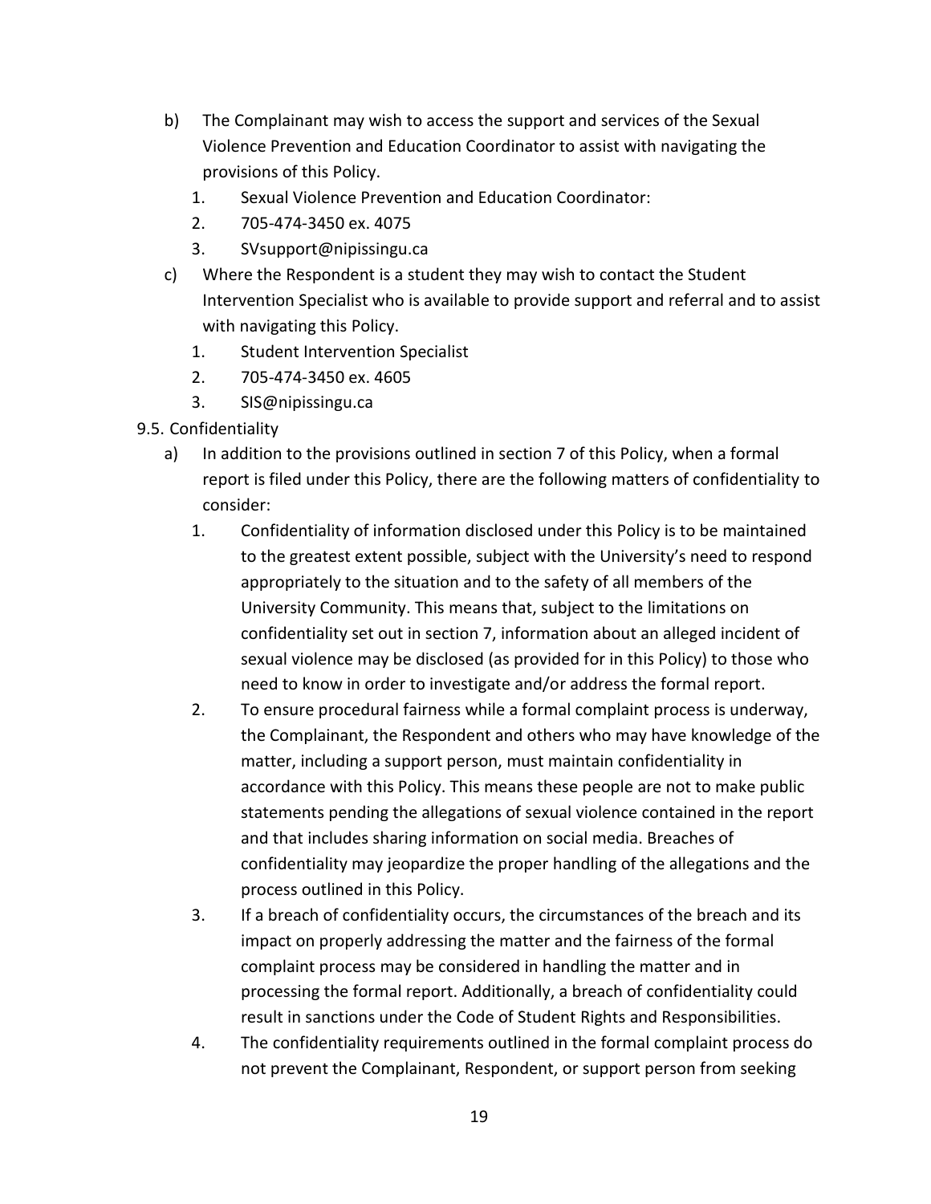b) The Complainant may wish to access the support and services of the Sexual Violence Prevention and Education Coordinator to assist with navigating the provisions of this Policy.

  1. Sexual Violence Prevention and Education Coordinator:
  2. 705-474-3450 ex. 4075
  3. SVsupport@nipissingu.ca

c) Where the Respondent is a student they may wish to contact the Student Intervention Specialist who is available to provide support and referral and to assist with navigating this Policy.

  1. Student Intervention Specialist
  2. 705-474-3450 ex. 4605
  3. SIS@nipissingu.ca

9.5. Confidentiality

a) In addition to the provisions outlined in section 7 of this Policy, when a formal report is filed under this Policy, there are the following matters of confidentiality to consider:

  1. Confidentiality of information disclosed under this Policy is to be maintained to the greatest extent possible, subject with the University's need to respond appropriately to the situation and to the safety of all members of the University Community. This means that, subject to the limitations on confidentiality set out in section 7, information about an alleged incident of sexual violence may be disclosed (as provided for in this Policy) to those who need to know in order to investigate and/or address the formal report.
  2. To ensure procedural fairness while a formal complaint process is underway, the Complainant, the Respondent and others who may have knowledge of the matter, including a support person, must maintain confidentiality in accordance with this Policy. This means these people are not to make public statements pending the allegations of sexual violence contained in the report and that includes sharing information on social media. Breaches of confidentiality may jeopardize the proper handling of the allegations and the process outlined in this Policy.
  3. If a breach of confidentiality occurs, the circumstances of the breach and its impact on properly addressing the matter and the fairness of the formal complaint process may be considered in handling the matter and in processing the formal report. Additionally, a breach of confidentiality could result in sanctions under the Code of Student Rights and Responsibilities.
  4. The confidentiality requirements outlined in the formal complaint process do not prevent the Complainant, Respondent, or support person from seeking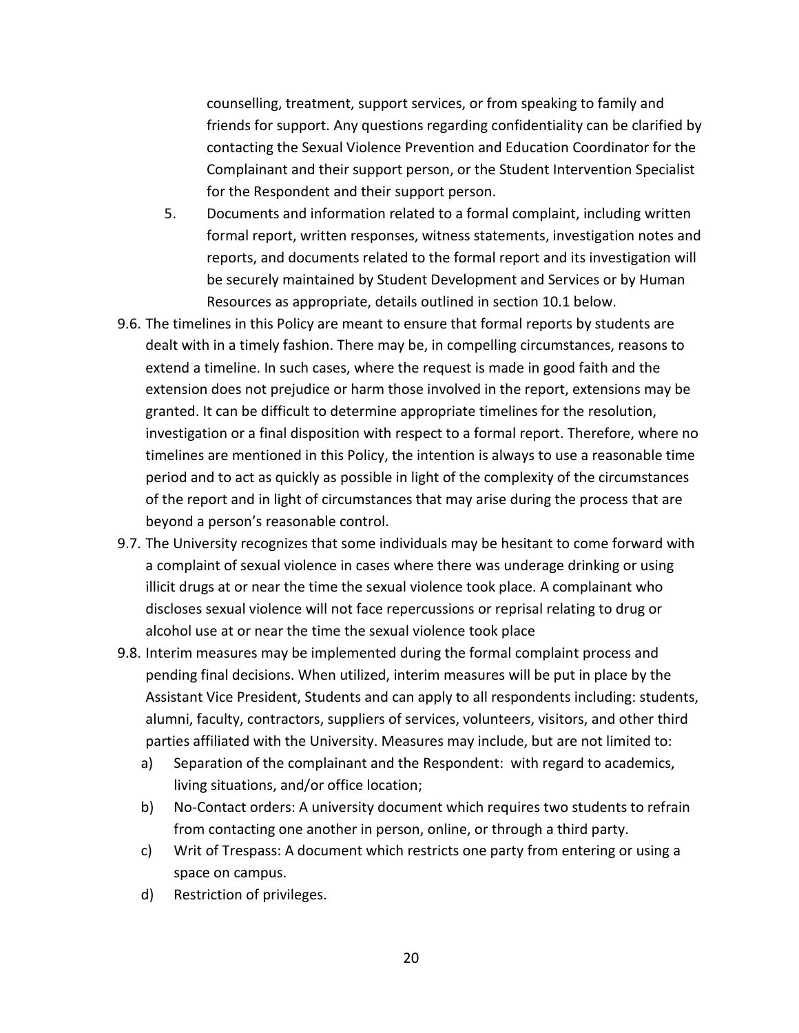counselling, treatment, support services, or from speaking to family and friends for support. Any questions regarding confidentiality can be clarified by contacting the Sexual Violence Prevention and Education Coordinator for the Complainant and their support person, or the Student Intervention Specialist for the Respondent and their support person.

5. Documents and information related to a formal complaint, including written formal report, written responses, witness statements, investigation notes and reports, and documents related to the formal report and its investigation will be securely maintained by Student Development and Services or by Human Resources as appropriate, details outlined in section 10.1 below.

9.6. The timelines in this Policy are meant to ensure that formal reports by students are dealt with in a timely fashion. There may be, in compelling circumstances, reasons to extend a timeline. In such cases, where the request is made in good faith and the extension does not prejudice or harm those involved in the report, extensions may be granted. It can be difficult to determine appropriate timelines for the resolution, investigation or a final disposition with respect to a formal report. Therefore, where no timelines are mentioned in this Policy, the intention is always to use a reasonable time period and to act as quickly as possible in light of the complexity of the circumstances of the report and in light of circumstances that may arise during the process that are beyond a person's reasonable control.

9.7. The University recognizes that some individuals may be hesitant to come forward with a complaint of sexual violence in cases where there was underage drinking or using illicit drugs at or near the time the sexual violence took place. A complainant who discloses sexual violence will not face repercussions or reprisal relating to drug or alcohol use at or near the time the sexual violence took place

9.8. Interim measures may be implemented during the formal complaint process and pending final decisions. When utilized, interim measures will be put in place by the Assistant Vice President, Students and can apply to all respondents including: students, alumni, faculty, contractors, suppliers of services, volunteers, visitors, and other third parties affiliated with the University. Measures may include, but are not limited to:

   a) Separation of the complainant and the Respondent: with regard to academics, living situations, and/or office location;
   b) No-Contact orders: A university document which requires two students to refrain from contacting one another in person, online, or through a third party.
   c) Writ of Trespass: A document which restricts one party from entering or using a space on campus.
   d) Restriction of privileges.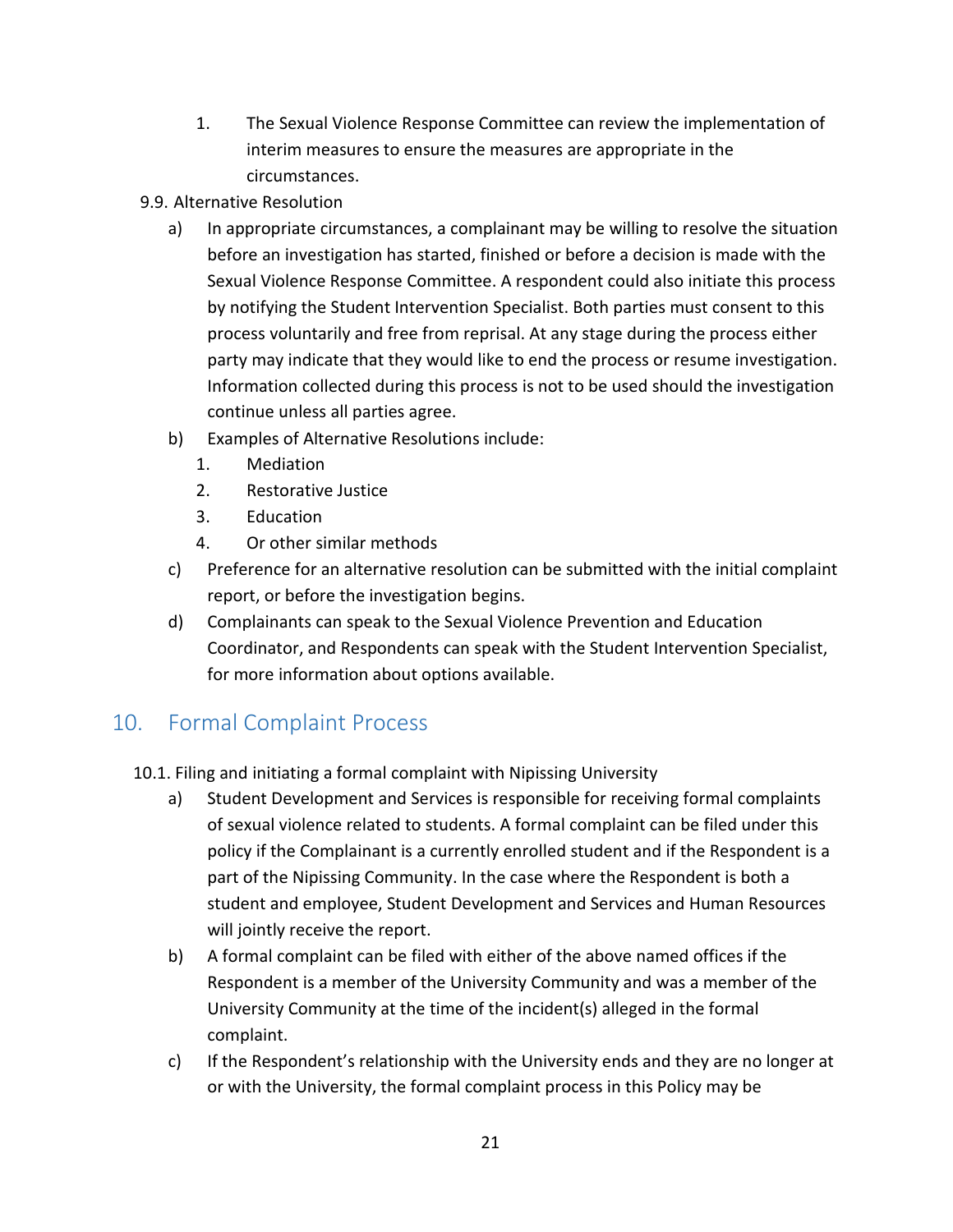1. The Sexual Violence Response Committee can review the implementation of interim measures to ensure the measures are appropriate in the circumstances.

9.9. Alternative Resolution

a) In appropriate circumstances, a complainant may be willing to resolve the situation before an investigation has started, finished or before a decision is made with the Sexual Violence Response Committee. A respondent could also initiate this process by notifying the Student Intervention Specialist. Both parties must consent to this process voluntarily and free from reprisal. At any stage during the process either party may indicate that they would like to end the process or resume investigation. Information collected during this process is not to be used should the investigation continue unless all parties agree.

b) Examples of Alternative Resolutions include:
   1. Mediation
   2. Restorative Justice
   3. Education
   4. Or other similar methods

c) Preference for an alternative resolution can be submitted with the initial complaint report, or before the investigation begins.

d) Complainants can speak to the Sexual Violence Prevention and Education Coordinator, and Respondents can speak with the Student Intervention Specialist, for more information about options available.

## 10. Formal Complaint Process

10.1. Filing and initiating a formal complaint with Nipissing University

a) Student Development and Services is responsible for receiving formal complaints of sexual violence related to students. A formal complaint can be filed under this policy if the Complainant is a currently enrolled student and if the Respondent is a part of the Nipissing Community. In the case where the Respondent is both a student and employee, Student Development and Services and Human Resources will jointly receive the report.

b) A formal complaint can be filed with either of the above named offices if the Respondent is a member of the University Community and was a member of the University Community at the time of the incident(s) alleged in the formal complaint.

c) If the Respondent's relationship with the University ends and they are no longer at or with the University, the formal complaint process in this Policy may be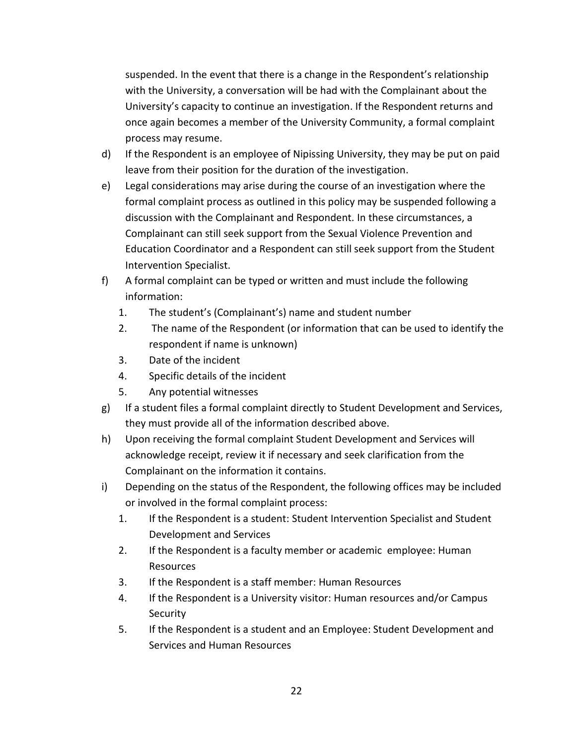suspended. In the event that there is a change in the Respondent's relationship with the University, a conversation will be had with the Complainant about the University's capacity to continue an investigation. If the Respondent returns and once again becomes a member of the University Community, a formal complaint process may resume.

d) If the Respondent is an employee of Nipissing University, they may be put on paid leave from their position for the duration of the investigation.

e) Legal considerations may arise during the course of an investigation where the formal complaint process as outlined in this policy may be suspended following a discussion with the Complainant and Respondent. In these circumstances, a Complainant can still seek support from the Sexual Violence Prevention and Education Coordinator and a Respondent can still seek support from the Student Intervention Specialist.

f) A formal complaint can be typed or written and must include the following information:
   1. The student's (Complainant's) name and student number
   2. The name of the Respondent (or information that can be used to identify the respondent if name is unknown)
   3. Date of the incident
   4. Specific details of the incident
   5. Any potential witnesses

g) If a student files a formal complaint directly to Student Development and Services, they must provide all of the information described above.

h) Upon receiving the formal complaint Student Development and Services will acknowledge receipt, review it if necessary and seek clarification from the Complainant on the information it contains.

i) Depending on the status of the Respondent, the following offices may be included or involved in the formal complaint process:
   1. If the Respondent is a student: Student Intervention Specialist and Student Development and Services
   2. If the Respondent is a faculty member or academic employee: Human Resources
   3. If the Respondent is a staff member: Human Resources
   4. If the Respondent is a University visitor: Human resources and/or Campus Security
   5. If the Respondent is a student and an Employee: Student Development and Services and Human Resources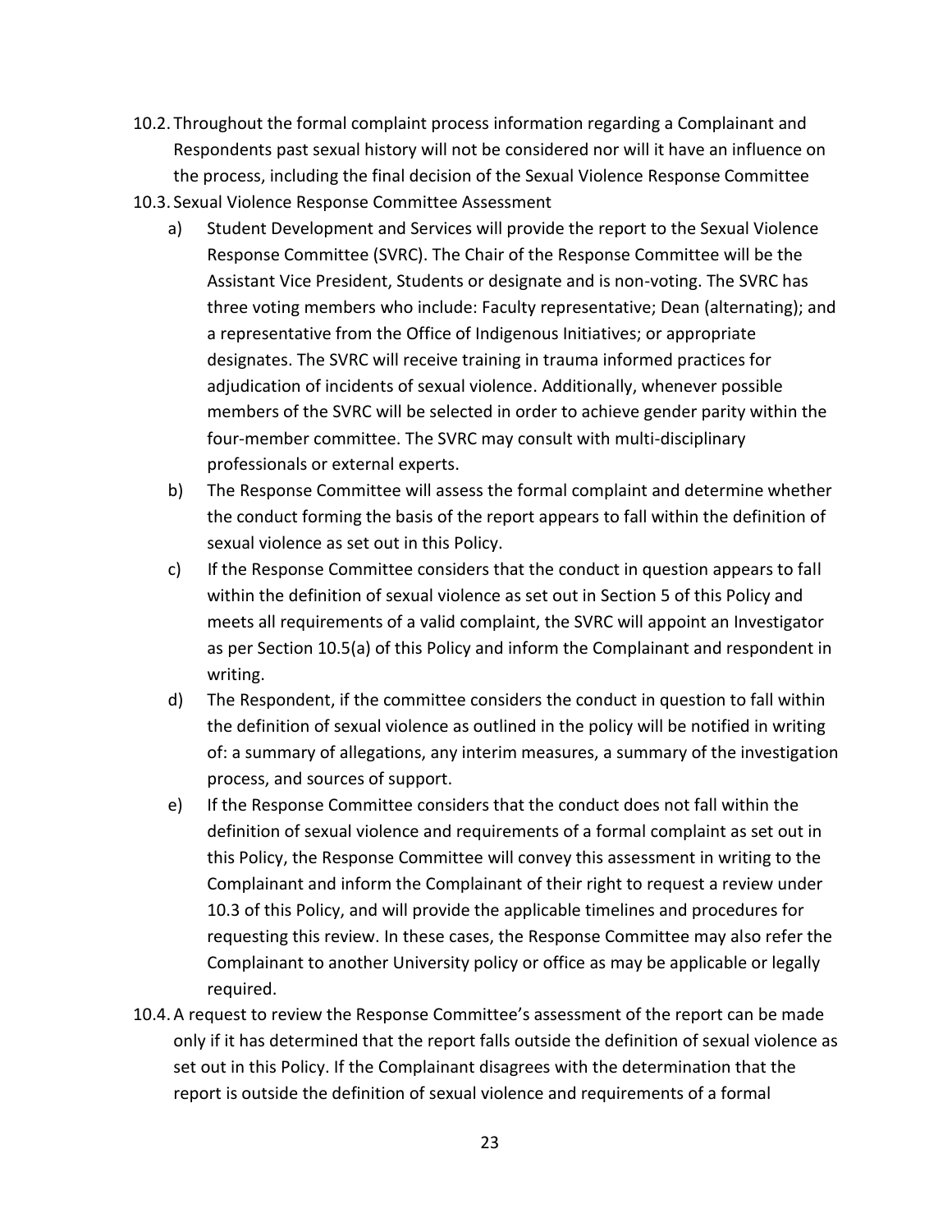10.2. Throughout the formal complaint process information regarding a Complainant and Respondents past sexual history will not be considered nor will it have an influence on the process, including the final decision of the Sexual Violence Response Committee

10.3. Sexual Violence Response Committee Assessment

a) Student Development and Services will provide the report to the Sexual Violence Response Committee (SVRC). The Chair of the Response Committee will be the Assistant Vice President, Students or designate and is non-voting. The SVRC has three voting members who include: Faculty representative; Dean (alternating); and a representative from the Office of Indigenous Initiatives; or appropriate designates. The SVRC will receive training in trauma informed practices for adjudication of incidents of sexual violence. Additionally, whenever possible members of the SVRC will be selected in order to achieve gender parity within the four-member committee. The SVRC may consult with multi-disciplinary professionals or external experts.

b) The Response Committee will assess the formal complaint and determine whether the conduct forming the basis of the report appears to fall within the definition of sexual violence as set out in this Policy.

c) If the Response Committee considers that the conduct in question appears to fall within the definition of sexual violence as set out in Section 5 of this Policy and meets all requirements of a valid complaint, the SVRC will appoint an Investigator as per Section 10.5(a) of this Policy and inform the Complainant and respondent in writing.

d) The Respondent, if the committee considers the conduct in question to fall within the definition of sexual violence as outlined in the policy will be notified in writing of: a summary of allegations, any interim measures, a summary of the investigation process, and sources of support.

e) If the Response Committee considers that the conduct does not fall within the definition of sexual violence and requirements of a formal complaint as set out in this Policy, the Response Committee will convey this assessment in writing to the Complainant and inform the Complainant of their right to request a review under 10.3 of this Policy, and will provide the applicable timelines and procedures for requesting this review. In these cases, the Response Committee may also refer the Complainant to another University policy or office as may be applicable or legally required.

10.4. A request to review the Response Committee's assessment of the report can be made only if it has determined that the report falls outside the definition of sexual violence as set out in this Policy. If the Complainant disagrees with the determination that the report is outside the definition of sexual violence and requirements of a formal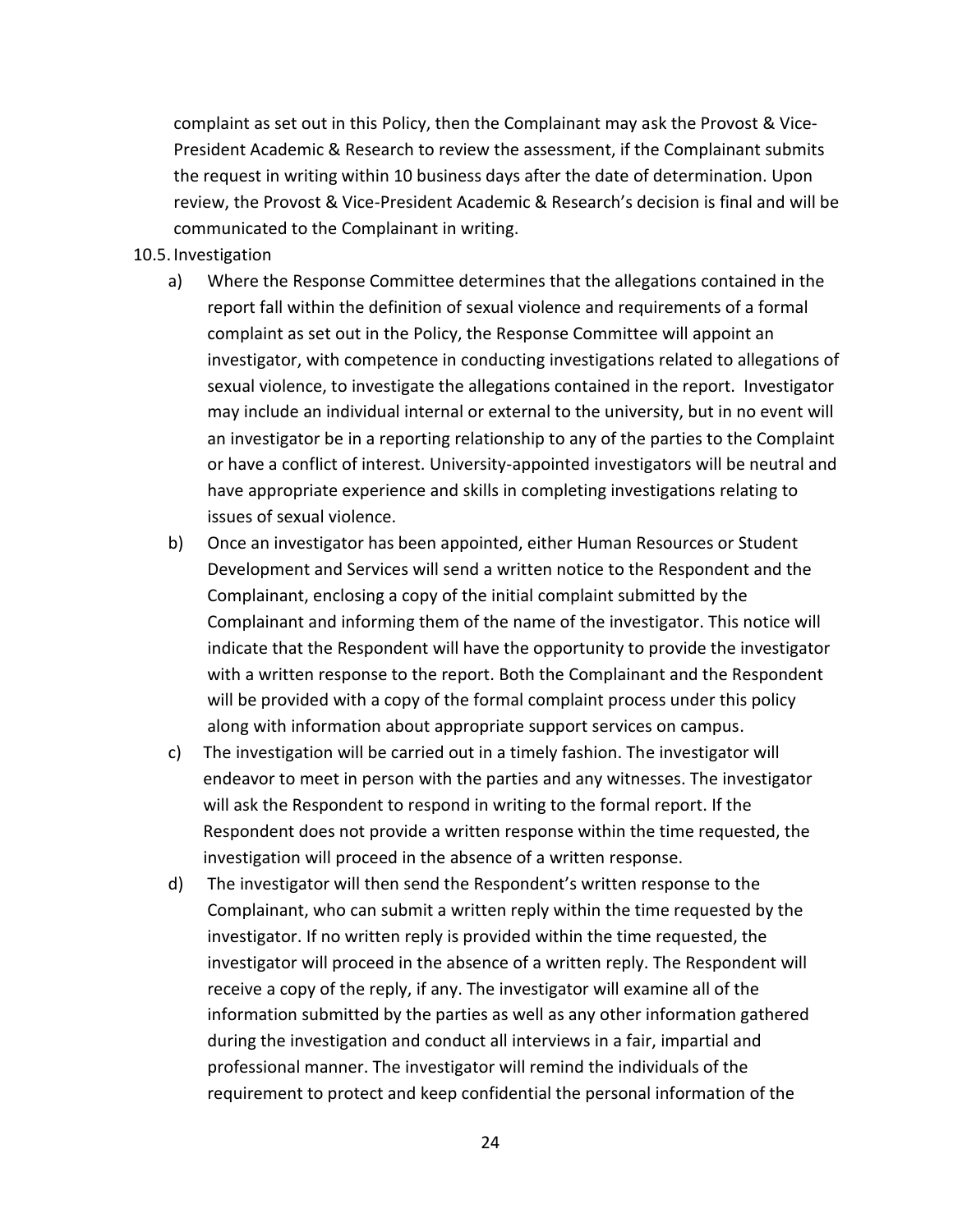complaint as set out in this Policy, then the Complainant may ask the Provost & Vice-President Academic & Research to review the assessment, if the Complainant submits the request in writing within 10 business days after the date of determination. Upon review, the Provost & Vice-President Academic & Research's decision is final and will be communicated to the Complainant in writing.

10.5. Investigation

a) Where the Response Committee determines that the allegations contained in the report fall within the definition of sexual violence and requirements of a formal complaint as set out in the Policy, the Response Committee will appoint an investigator, with competence in conducting investigations related to allegations of sexual violence, to investigate the allegations contained in the report. Investigator may include an individual internal or external to the university, but in no event will an investigator be in a reporting relationship to any of the parties to the Complaint or have a conflict of interest. University-appointed investigators will be neutral and have appropriate experience and skills in completing investigations relating to issues of sexual violence.

b) Once an investigator has been appointed, either Human Resources or Student Development and Services will send a written notice to the Respondent and the Complainant, enclosing a copy of the initial complaint submitted by the Complainant and informing them of the name of the investigator. This notice will indicate that the Respondent will have the opportunity to provide the investigator with a written response to the report. Both the Complainant and the Respondent will be provided with a copy of the formal complaint process under this policy along with information about appropriate support services on campus.

c) The investigation will be carried out in a timely fashion. The investigator will endeavor to meet in person with the parties and any witnesses. The investigator will ask the Respondent to respond in writing to the formal report. If the Respondent does not provide a written response within the time requested, the investigation will proceed in the absence of a written response.

d) The investigator will then send the Respondent's written response to the Complainant, who can submit a written reply within the time requested by the investigator. If no written reply is provided within the time requested, the investigator will proceed in the absence of a written reply. The Respondent will receive a copy of the reply, if any. The investigator will examine all of the information submitted by the parties as well as any other information gathered during the investigation and conduct all interviews in a fair, impartial and professional manner. The investigator will remind the individuals of the requirement to protect and keep confidential the personal information of the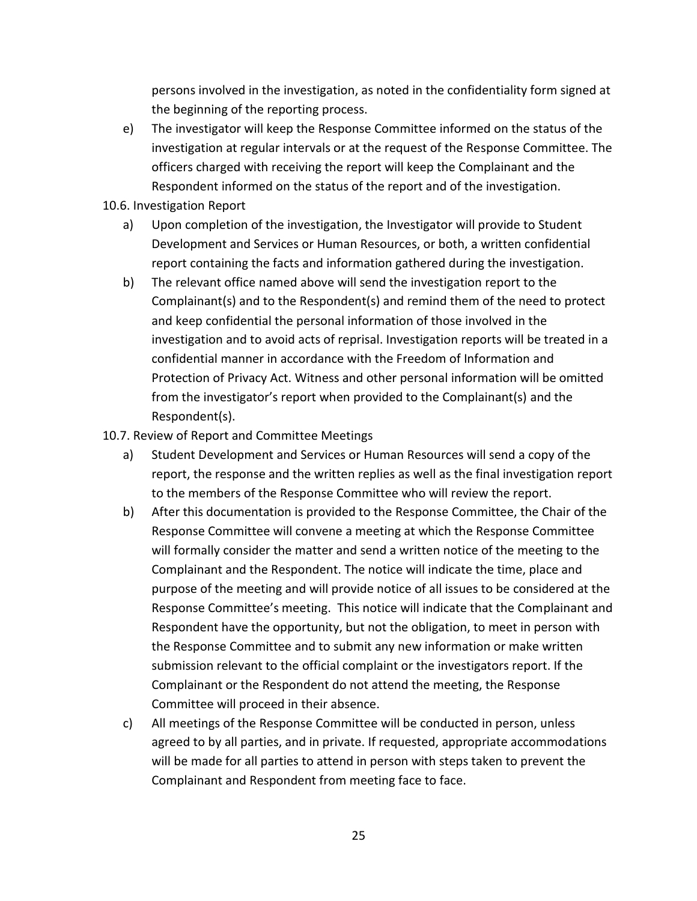persons involved in the investigation, as noted in the confidentiality form signed at the beginning of the reporting process.

e) The investigator will keep the Response Committee informed on the status of the investigation at regular intervals or at the request of the Response Committee. The officers charged with receiving the report will keep the Complainant and the Respondent informed on the status of the report and of the investigation.

10.6. Investigation Report

a) Upon completion of the investigation, the Investigator will provide to Student Development and Services or Human Resources, or both, a written confidential report containing the facts and information gathered during the investigation.

b) The relevant office named above will send the investigation report to the Complainant(s) and to the Respondent(s) and remind them of the need to protect and keep confidential the personal information of those involved in the investigation and to avoid acts of reprisal. Investigation reports will be treated in a confidential manner in accordance with the Freedom of Information and Protection of Privacy Act. Witness and other personal information will be omitted from the investigator's report when provided to the Complainant(s) and the Respondent(s).

10.7. Review of Report and Committee Meetings

a) Student Development and Services or Human Resources will send a copy of the report, the response and the written replies as well as the final investigation report to the members of the Response Committee who will review the report.

b) After this documentation is provided to the Response Committee, the Chair of the Response Committee will convene a meeting at which the Response Committee will formally consider the matter and send a written notice of the meeting to the Complainant and the Respondent. The notice will indicate the time, place and purpose of the meeting and will provide notice of all issues to be considered at the Response Committee's meeting. This notice will indicate that the Complainant and Respondent have the opportunity, but not the obligation, to meet in person with the Response Committee and to submit any new information or make written submission relevant to the official complaint or the investigators report. If the Complainant or the Respondent do not attend the meeting, the Response Committee will proceed in their absence.

c) All meetings of the Response Committee will be conducted in person, unless agreed to by all parties, and in private. If requested, appropriate accommodations will be made for all parties to attend in person with steps taken to prevent the Complainant and Respondent from meeting face to face.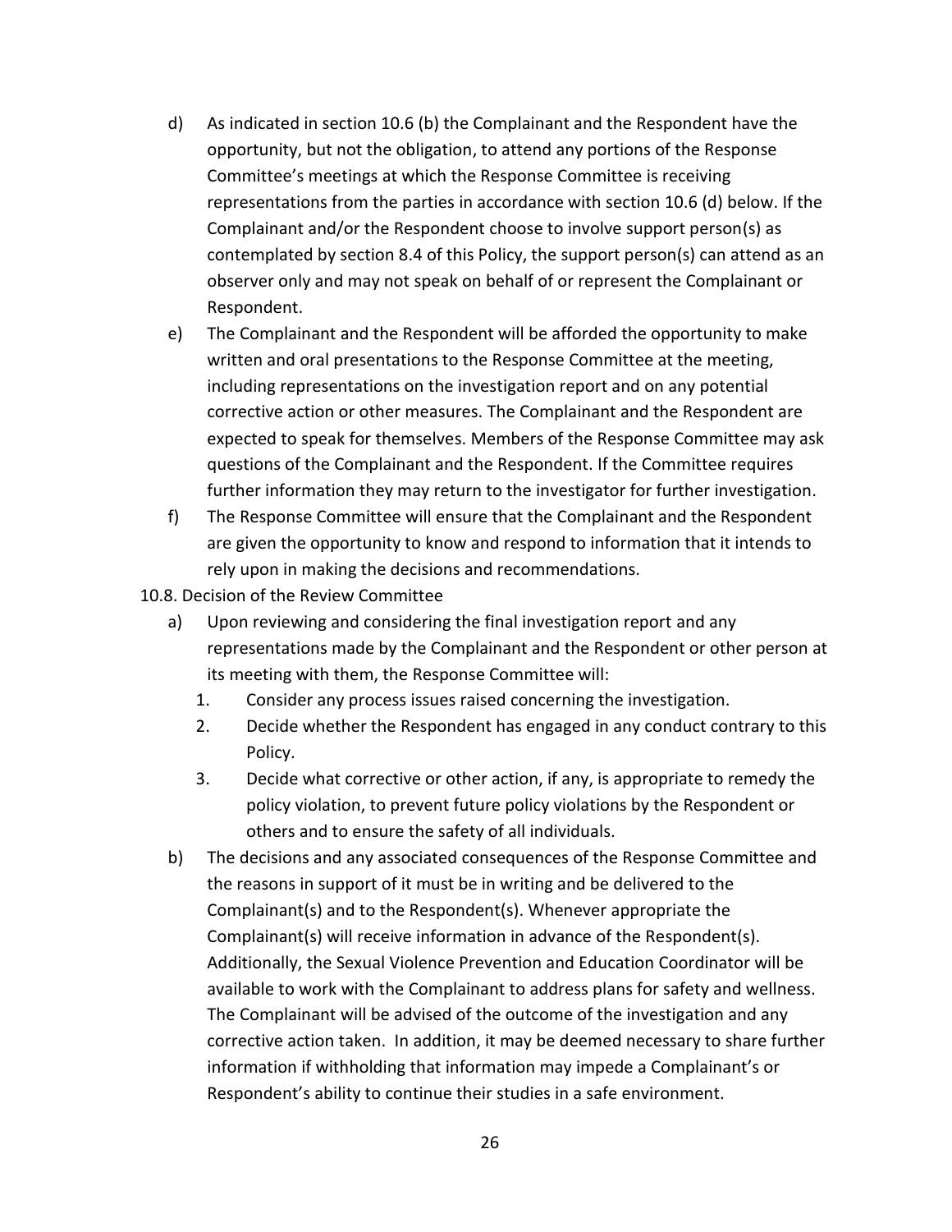d) As indicated in section 10.6 (b) the Complainant and the Respondent have the opportunity, but not the obligation, to attend any portions of the Response Committee's meetings at which the Response Committee is receiving representations from the parties in accordance with section 10.6 (d) below. If the Complainant and/or the Respondent choose to involve support person(s) as contemplated by section 8.4 of this Policy, the support person(s) can attend as an observer only and may not speak on behalf of or represent the Complainant or Respondent.

e) The Complainant and the Respondent will be afforded the opportunity to make written and oral presentations to the Response Committee at the meeting, including representations on the investigation report and on any potential corrective action or other measures. The Complainant and the Respondent are expected to speak for themselves. Members of the Response Committee may ask questions of the Complainant and the Respondent. If the Committee requires further information they may return to the investigator for further investigation.

f) The Response Committee will ensure that the Complainant and the Respondent are given the opportunity to know and respond to information that it intends to rely upon in making the decisions and recommendations.

10.8. Decision of the Review Committee

a) Upon reviewing and considering the final investigation report and any representations made by the Complainant and the Respondent or other person at its meeting with them, the Response Committee will:

1. Consider any process issues raised concerning the investigation.
2. Decide whether the Respondent has engaged in any conduct contrary to this Policy.
3. Decide what corrective or other action, if any, is appropriate to remedy the policy violation, to prevent future policy violations by the Respondent or others and to ensure the safety of all individuals.

b) The decisions and any associated consequences of the Response Committee and the reasons in support of it must be in writing and be delivered to the Complainant(s) and to the Respondent(s). Whenever appropriate the Complainant(s) will receive information in advance of the Respondent(s). Additionally, the Sexual Violence Prevention and Education Coordinator will be available to work with the Complainant to address plans for safety and wellness. The Complainant will be advised of the outcome of the investigation and any corrective action taken. In addition, it may be deemed necessary to share further information if withholding that information may impede a Complainant's or Respondent's ability to continue their studies in a safe environment.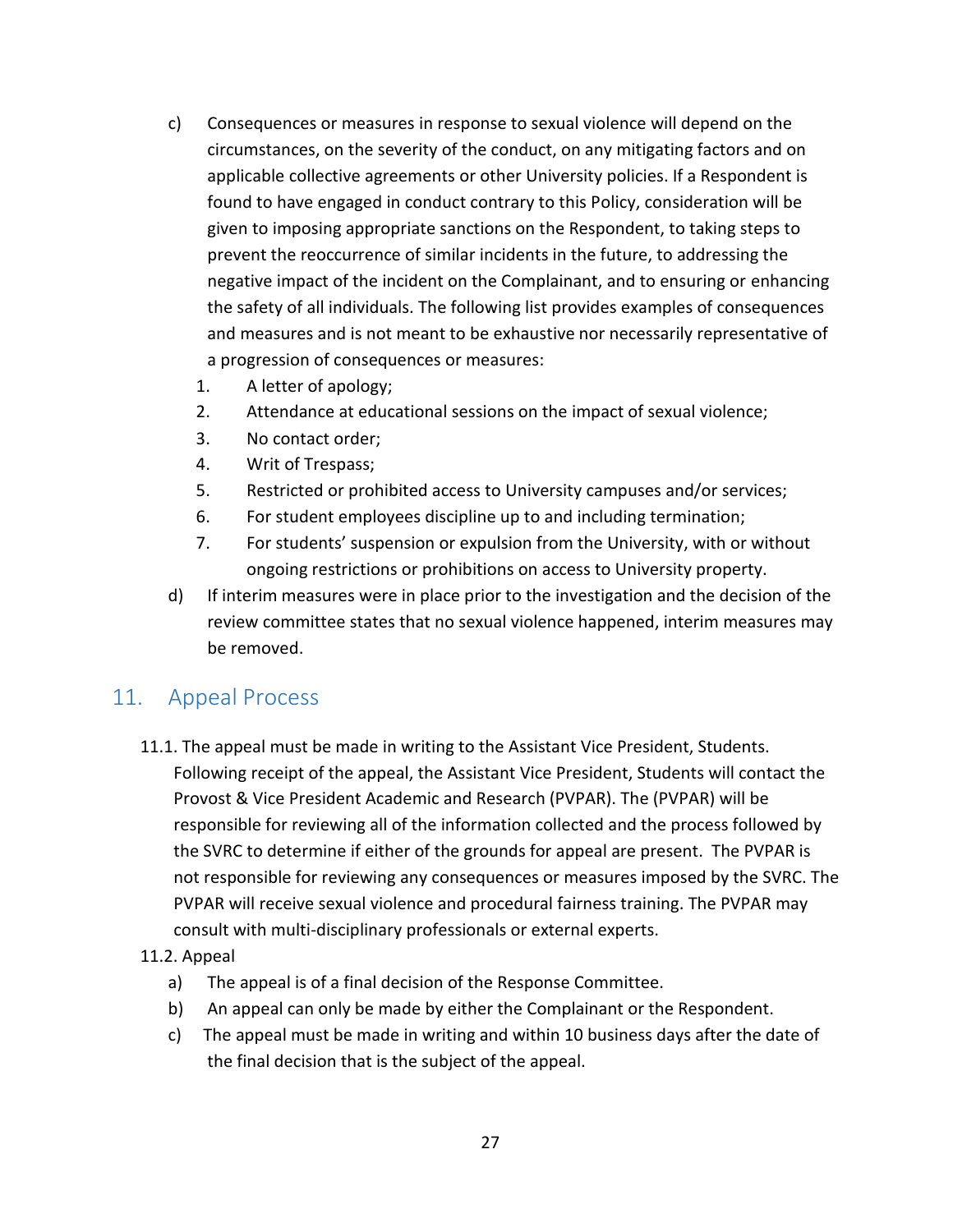c) Consequences or measures in response to sexual violence will depend on the circumstances, on the severity of the conduct, on any mitigating factors and on applicable collective agreements or other University policies. If a Respondent is found to have engaged in conduct contrary to this Policy, consideration will be given to imposing appropriate sanctions on the Respondent, to taking steps to prevent the reoccurrence of similar incidents in the future, to addressing the negative impact of the incident on the Complainant, and to ensuring or enhancing the safety of all individuals. The following list provides examples of consequences and measures and is not meant to be exhaustive nor necessarily representative of a progression of consequences or measures:

1. A letter of apology;
2. Attendance at educational sessions on the impact of sexual violence;
3. No contact order;
4. Writ of Trespass;
5. Restricted or prohibited access to University campuses and/or services;
6. For student employees discipline up to and including termination;
7. For students' suspension or expulsion from the University, with or without ongoing restrictions or prohibitions on access to University property.

d) If interim measures were in place prior to the investigation and the decision of the review committee states that no sexual violence happened, interim measures may be removed.

## 11. Appeal Process

11.1. The appeal must be made in writing to the Assistant Vice President, Students. Following receipt of the appeal, the Assistant Vice President, Students will contact the Provost & Vice President Academic and Research (PVPAR). The (PVPAR) will be responsible for reviewing all of the information collected and the process followed by the SVRC to determine if either of the grounds for appeal are present. The PVPAR is not responsible for reviewing any consequences or measures imposed by the SVRC. The PVPAR will receive sexual violence and procedural fairness training. The PVPAR may consult with multi-disciplinary professionals or external experts.

11.2. Appeal

a) The appeal is of a final decision of the Response Committee.

b) An appeal can only be made by either the Complainant or the Respondent.

c) The appeal must be made in writing and within 10 business days after the date of the final decision that is the subject of the appeal.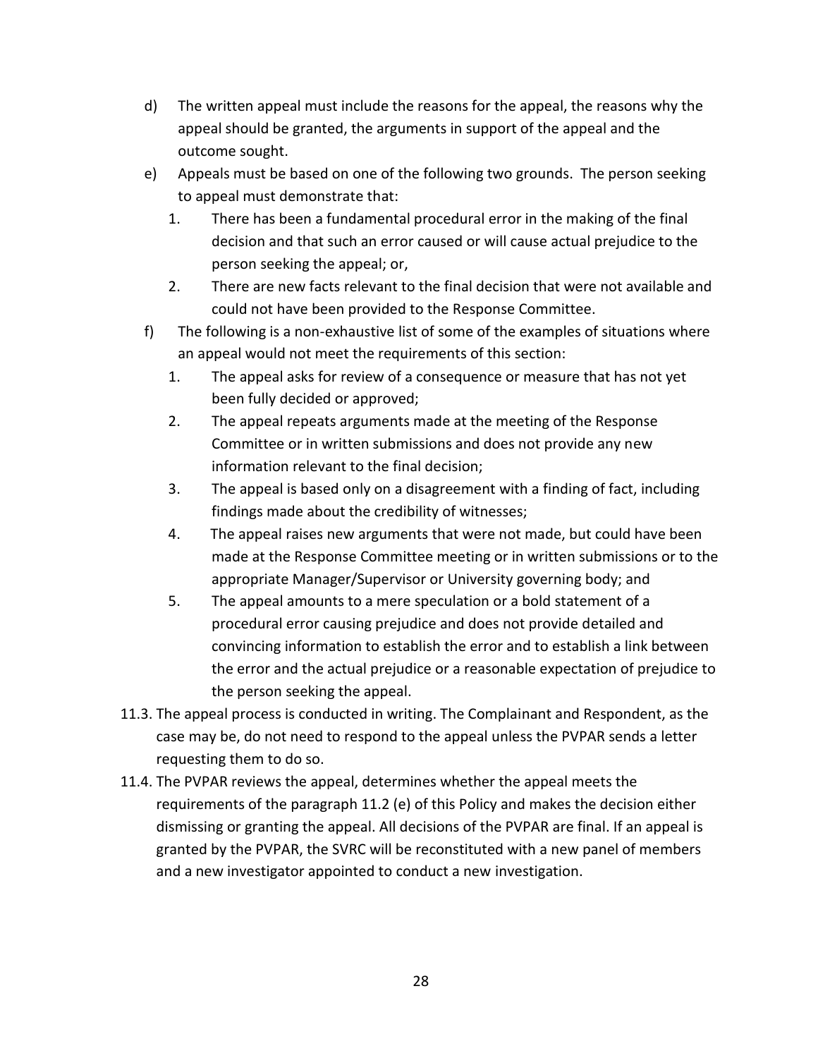d) The written appeal must include the reasons for the appeal, the reasons why the appeal should be granted, the arguments in support of the appeal and the outcome sought.

e) Appeals must be based on one of the following two grounds. The person seeking to appeal must demonstrate that:

   1. There has been a fundamental procedural error in the making of the final decision and that such an error caused or will cause actual prejudice to the person seeking the appeal; or,
   2. There are new facts relevant to the final decision that were not available and could not have been provided to the Response Committee.

f) The following is a non-exhaustive list of some of the examples of situations where an appeal would not meet the requirements of this section:

   1. The appeal asks for review of a consequence or measure that has not yet been fully decided or approved;
   2. The appeal repeats arguments made at the meeting of the Response Committee or in written submissions and does not provide any new information relevant to the final decision;
   3. The appeal is based only on a disagreement with a finding of fact, including findings made about the credibility of witnesses;
   4. The appeal raises new arguments that were not made, but could have been made at the Response Committee meeting or in written submissions or to the appropriate Manager/Supervisor or University governing body; and
   5. The appeal amounts to a mere speculation or a bold statement of a procedural error causing prejudice and does not provide detailed and convincing information to establish the error and to establish a link between the error and the actual prejudice or a reasonable expectation of prejudice to the person seeking the appeal.

11.3. The appeal process is conducted in writing. The Complainant and Respondent, as the case may be, do not need to respond to the appeal unless the PVPAR sends a letter requesting them to do so.

11.4. The PVPAR reviews the appeal, determines whether the appeal meets the requirements of the paragraph 11.2 (e) of this Policy and makes the decision either dismissing or granting the appeal. All decisions of the PVPAR are final. If an appeal is granted by the PVPAR, the SVRC will be reconstituted with a new panel of members and a new investigator appointed to conduct a new investigation.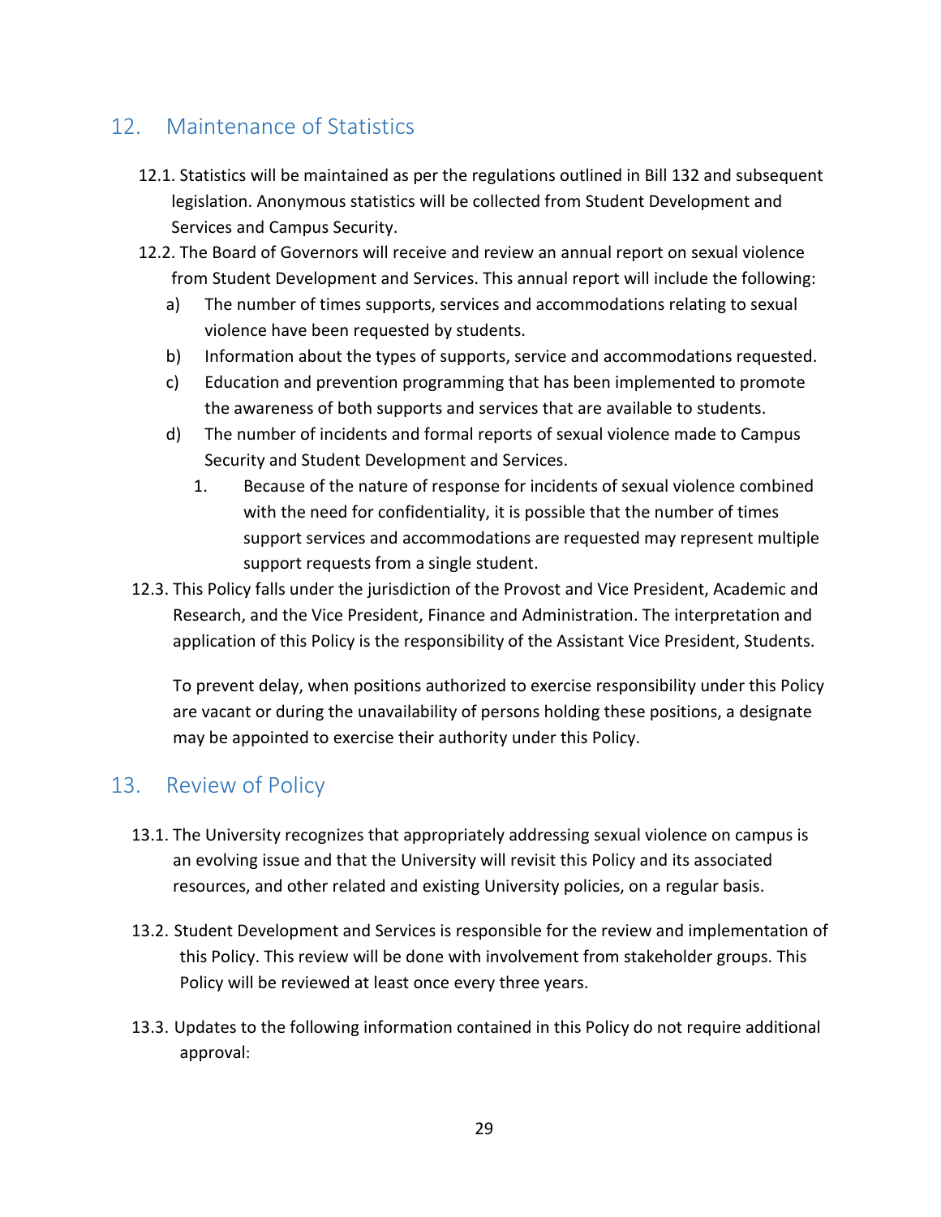## 12. Maintenance of Statistics

12.1. Statistics will be maintained as per the regulations outlined in Bill 132 and subsequent legislation. Anonymous statistics will be collected from Student Development and Services and Campus Security.

12.2. The Board of Governors will receive and review an annual report on sexual violence from Student Development and Services. This annual report will include the following:

a) The number of times supports, services and accommodations relating to sexual violence have been requested by students.

b) Information about the types of supports, service and accommodations requested.

c) Education and prevention programming that has been implemented to promote the awareness of both supports and services that are available to students.

d) The number of incidents and formal reports of sexual violence made to Campus Security and Student Development and Services.

1. Because of the nature of response for incidents of sexual violence combined with the need for confidentiality, it is possible that the number of times support services and accommodations are requested may represent multiple support requests from a single student.

12.3. This Policy falls under the jurisdiction of the Provost and Vice President, Academic and Research, and the Vice President, Finance and Administration. The interpretation and application of this Policy is the responsibility of the Assistant Vice President, Students.

To prevent delay, when positions authorized to exercise responsibility under this Policy are vacant or during the unavailability of persons holding these positions, a designate may be appointed to exercise their authority under this Policy.

## 13. Review of Policy

13.1. The University recognizes that appropriately addressing sexual violence on campus is an evolving issue and that the University will revisit this Policy and its associated resources, and other related and existing University policies, on a regular basis.

13.2. Student Development and Services is responsible for the review and implementation of this Policy. This review will be done with involvement from stakeholder groups. This Policy will be reviewed at least once every three years.

13.3. Updates to the following information contained in this Policy do not require additional approval: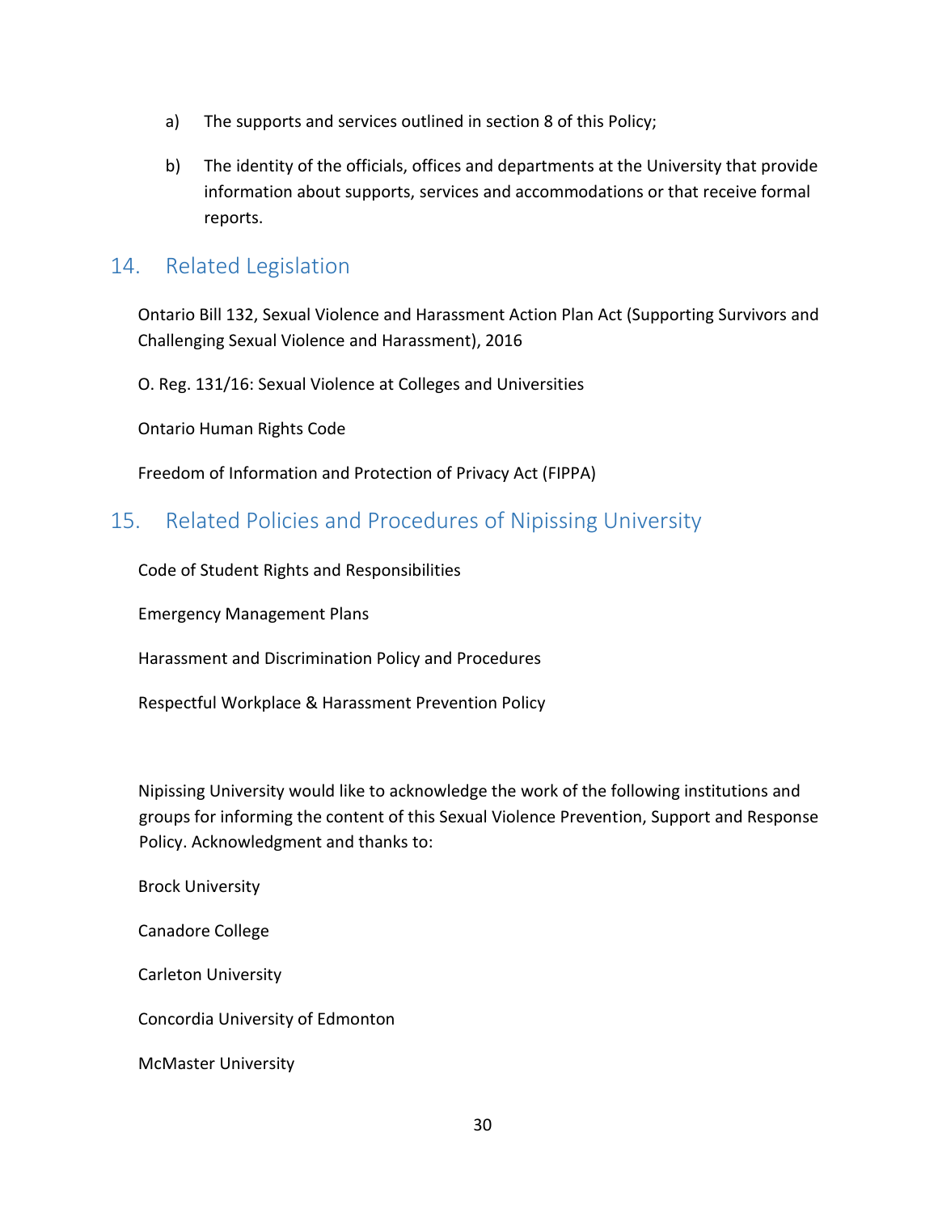a) The supports and services outlined in section 8 of this Policy;

b) The identity of the officials, offices and departments at the University that provide information about supports, services and accommodations or that receive formal reports.

## 14. Related Legislation

Ontario Bill 132, Sexual Violence and Harassment Action Plan Act (Supporting Survivors and Challenging Sexual Violence and Harassment), 2016

O. Reg. 131/16: Sexual Violence at Colleges and Universities

Ontario Human Rights Code

Freedom of Information and Protection of Privacy Act (FIPPA)

## 15. Related Policies and Procedures of Nipissing University

Code of Student Rights and Responsibilities

Emergency Management Plans

Harassment and Discrimination Policy and Procedures

Respectful Workplace & Harassment Prevention Policy

Nipissing University would like to acknowledge the work of the following institutions and groups for informing the content of this Sexual Violence Prevention, Support and Response Policy. Acknowledgment and thanks to:

Brock University

Canadore College

Carleton University

Concordia University of Edmonton

McMaster University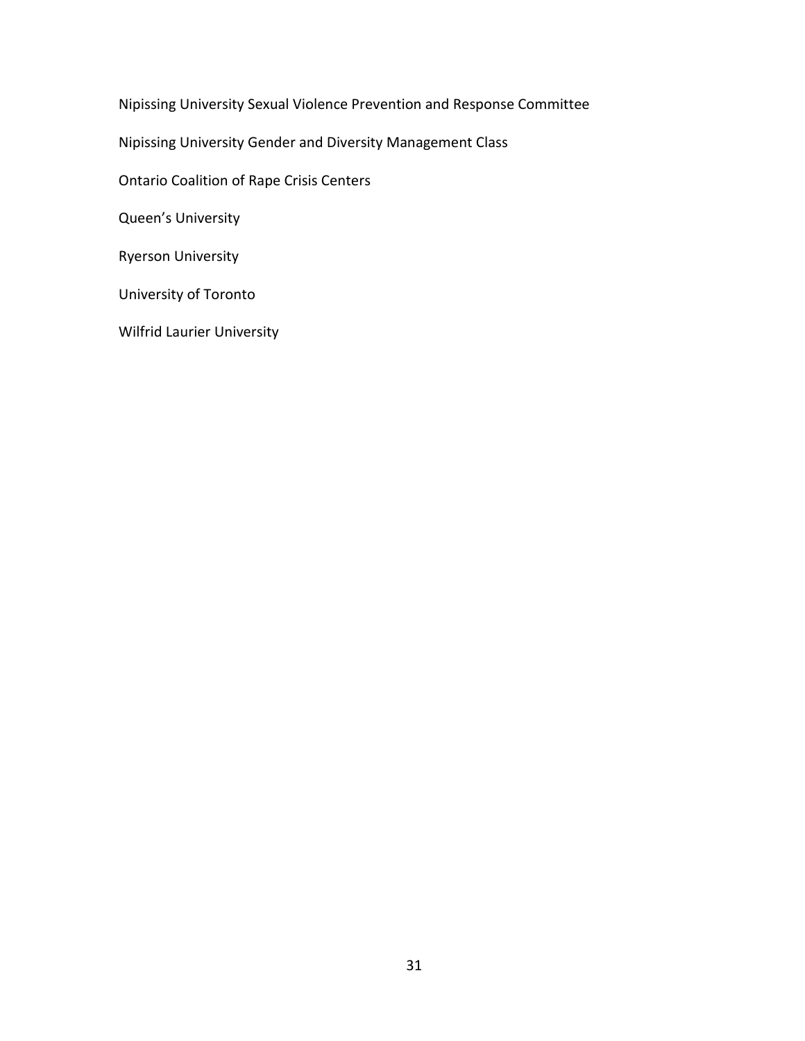Nipissing University Sexual Violence Prevention and Response Committee

Nipissing University Gender and Diversity Management Class

Ontario Coalition of Rape Crisis Centers

Queen's University

Ryerson University

University of Toronto

Wilfrid Laurier University